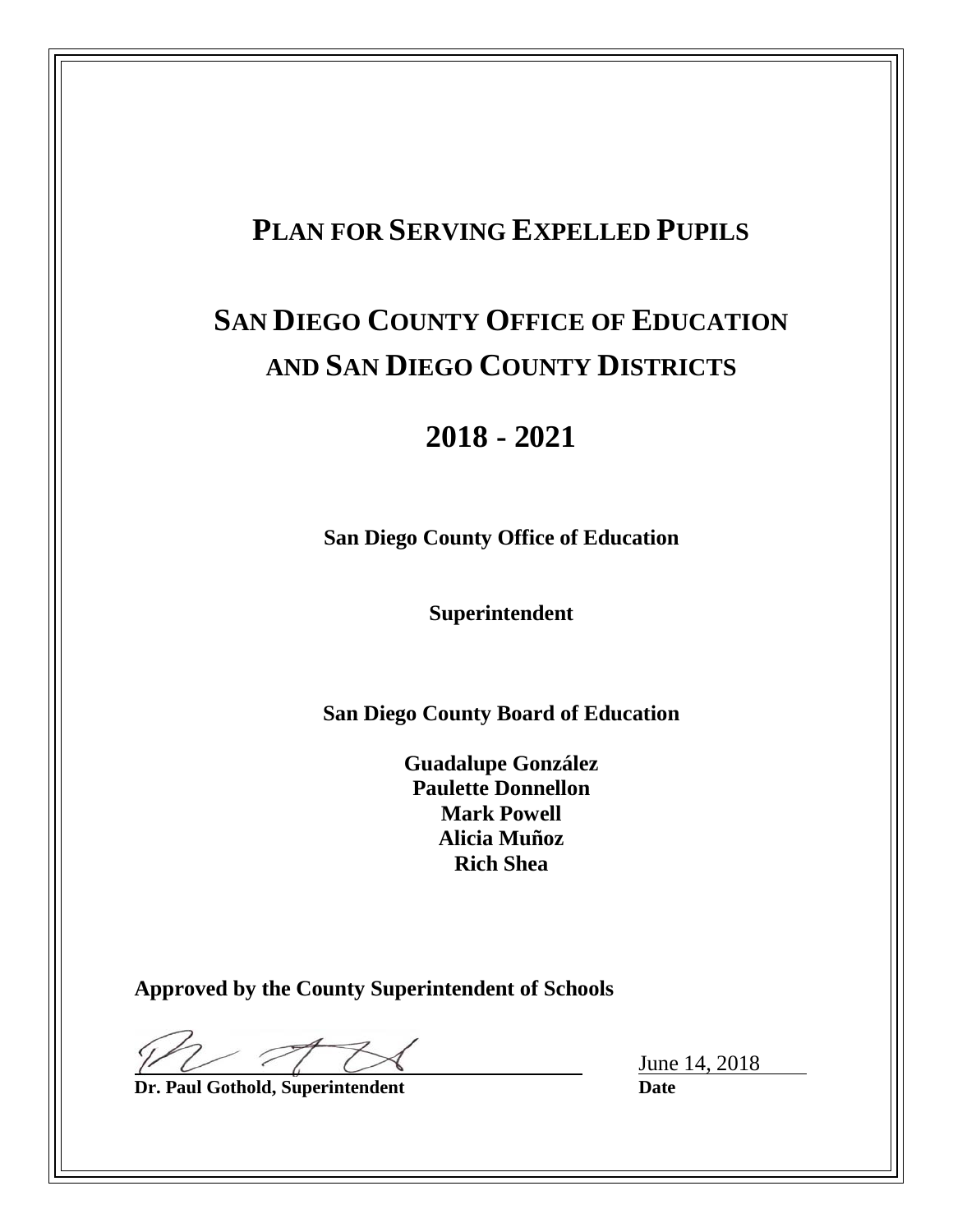# Plan for Serving Expelled Pupils

# San Diego County Office of Education and San Diego County Districts

## 2018 - 2021

**San Diego County Office of Education**

**Superintendent**

**San Diego County Board of Education**

**Guadalupe González**
**Paulette Donnellon**
**Mark Powell**
**Alicia Muñoz**
**Rich Shea**

**Approved by the County Superintendent of Schools**

**Dr. Paul Gothold, Superintendent** — June 14, 2018

**Date**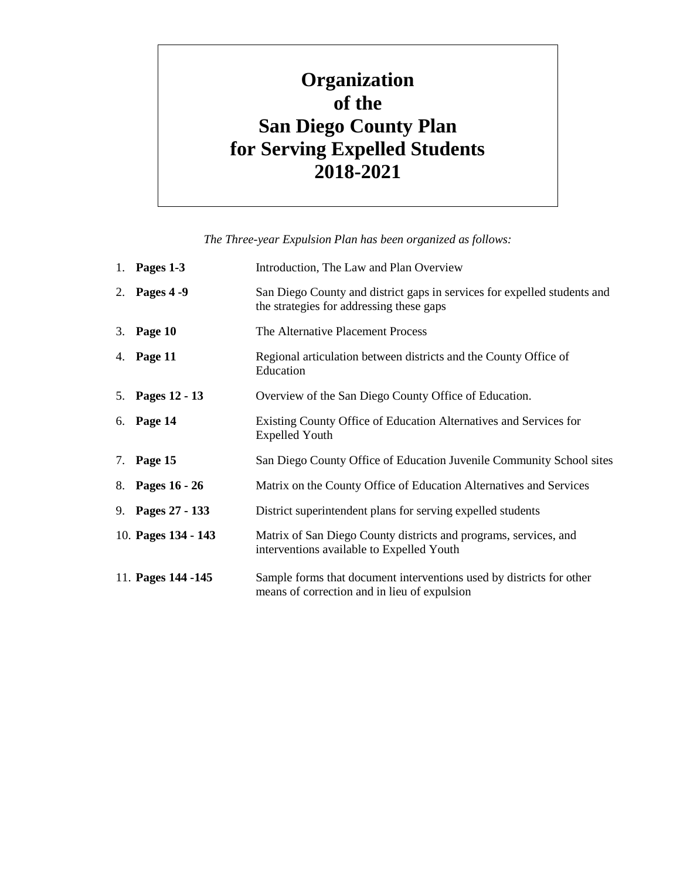# Organization of the San Diego County Plan for Serving Expelled Students 2018-2021

*The Three-year Expulsion Plan has been organized as follows:*

1. **Pages 1-3** Introduction, The Law and Plan Overview
2. **Pages 4 -9** San Diego County and district gaps in services for expelled students and the strategies for addressing these gaps
3. **Page 10** The Alternative Placement Process
4. **Page 11** Regional articulation between districts and the County Office of Education
5. **Pages 12 - 13** Overview of the San Diego County Office of Education.
6. **Page 14** Existing County Office of Education Alternatives and Services for Expelled Youth
7. **Page 15** San Diego County Office of Education Juvenile Community School sites
8. **Pages 16 - 26** Matrix on the County Office of Education Alternatives and Services
9. **Pages 27 - 133** District superintendent plans for serving expelled students
10. **Pages 134 - 143** Matrix of San Diego County districts and programs, services, and interventions available to Expelled Youth
11. **Pages 144 -145** Sample forms that document interventions used by districts for other means of correction and in lieu of expulsion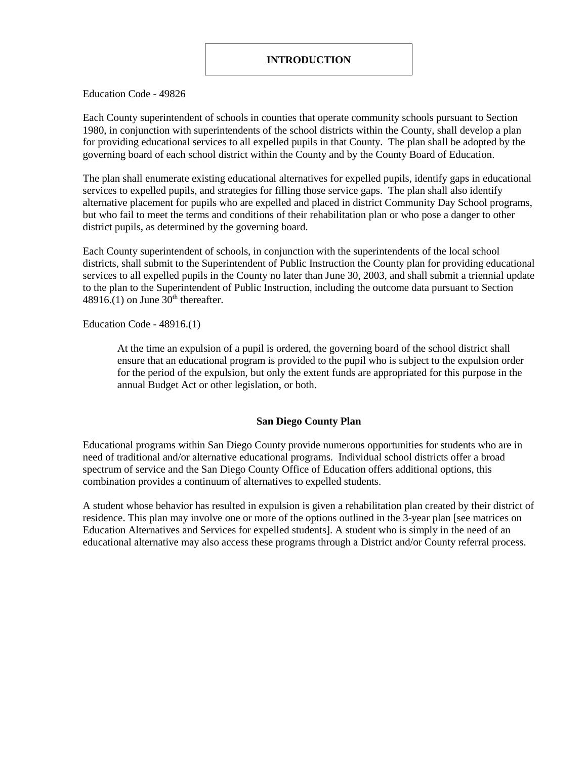# INTRODUCTION

Education Code - 49826

Each County superintendent of schools in counties that operate community schools pursuant to Section 1980, in conjunction with superintendents of the school districts within the County, shall develop a plan for providing educational services to all expelled pupils in that County. The plan shall be adopted by the governing board of each school district within the County and by the County Board of Education.

The plan shall enumerate existing educational alternatives for expelled pupils, identify gaps in educational services to expelled pupils, and strategies for filling those service gaps. The plan shall also identify alternative placement for pupils who are expelled and placed in district Community Day School programs, but who fail to meet the terms and conditions of their rehabilitation plan or who pose a danger to other district pupils, as determined by the governing board.

Each County superintendent of schools, in conjunction with the superintendents of the local school districts, shall submit to the Superintendent of Public Instruction the County plan for providing educational services to all expelled pupils in the County no later than June 30, 2003, and shall submit a triennial update to the plan to the Superintendent of Public Instruction, including the outcome data pursuant to Section 48916.(1) on June 30th thereafter.

Education Code - 48916.(1)

> At the time an expulsion of a pupil is ordered, the governing board of the school district shall ensure that an educational program is provided to the pupil who is subject to the expulsion order for the period of the expulsion, but only the extent funds are appropriated for this purpose in the annual Budget Act or other legislation, or both.

## San Diego County Plan

Educational programs within San Diego County provide numerous opportunities for students who are in need of traditional and/or alternative educational programs. Individual school districts offer a broad spectrum of service and the San Diego County Office of Education offers additional options, this combination provides a continuum of alternatives to expelled students.

A student whose behavior has resulted in expulsion is given a rehabilitation plan created by their district of residence. This plan may involve one or more of the options outlined in the 3-year plan [see matrices on Education Alternatives and Services for expelled students]. A student who is simply in the need of an educational alternative may also access these programs through a District and/or County referral process.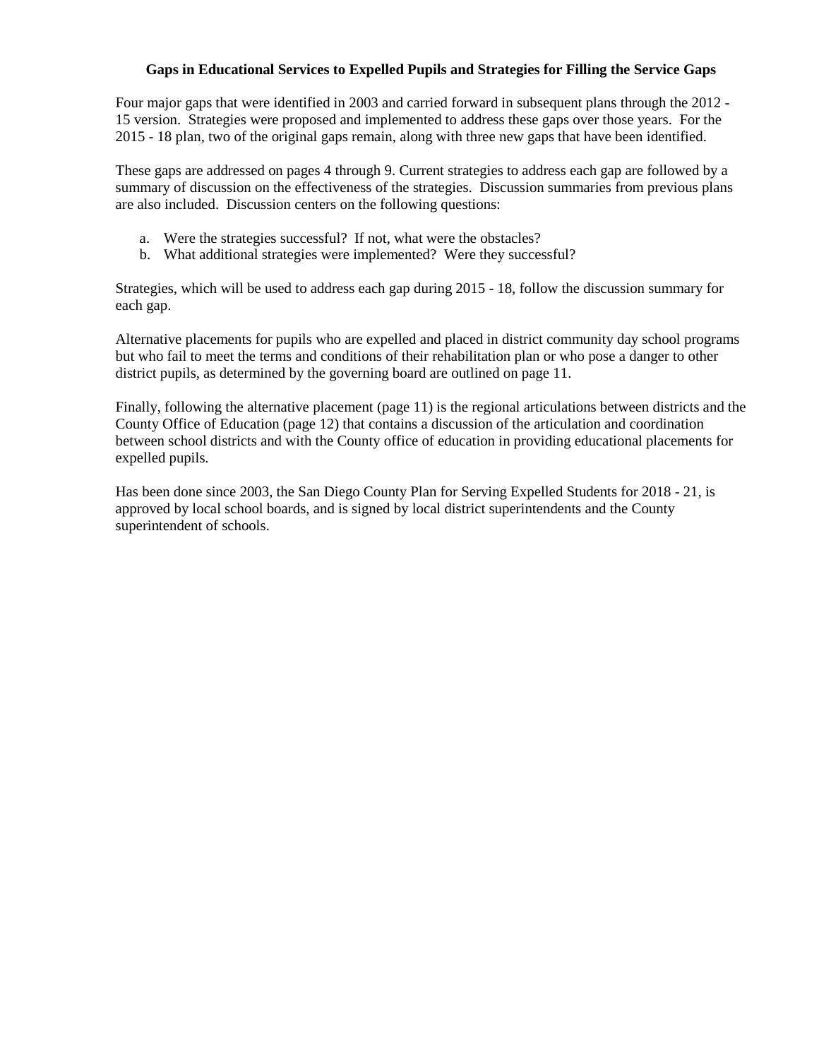**Gaps in Educational Services to Expelled Pupils and Strategies for Filling the Service Gaps**

Four major gaps that were identified in 2003 and carried forward in subsequent plans through the 2012 - 15 version. Strategies were proposed and implemented to address these gaps over those years. For the 2015 - 18 plan, two of the original gaps remain, along with three new gaps that have been identified.

These gaps are addressed on pages 4 through 9. Current strategies to address each gap are followed by a summary of discussion on the effectiveness of the strategies. Discussion summaries from previous plans are also included. Discussion centers on the following questions:

a. Were the strategies successful? If not, what were the obstacles?
b. What additional strategies were implemented? Were they successful?

Strategies, which will be used to address each gap during 2015 - 18, follow the discussion summary for each gap.

Alternative placements for pupils who are expelled and placed in district community day school programs but who fail to meet the terms and conditions of their rehabilitation plan or who pose a danger to other district pupils, as determined by the governing board are outlined on page 11.

Finally, following the alternative placement (page 11) is the regional articulations between districts and the County Office of Education (page 12) that contains a discussion of the articulation and coordination between school districts and with the County office of education in providing educational placements for expelled pupils.

Has been done since 2003, the San Diego County Plan for Serving Expelled Students for 2018 - 21, is approved by local school boards, and is signed by local district superintendents and the County superintendent of schools.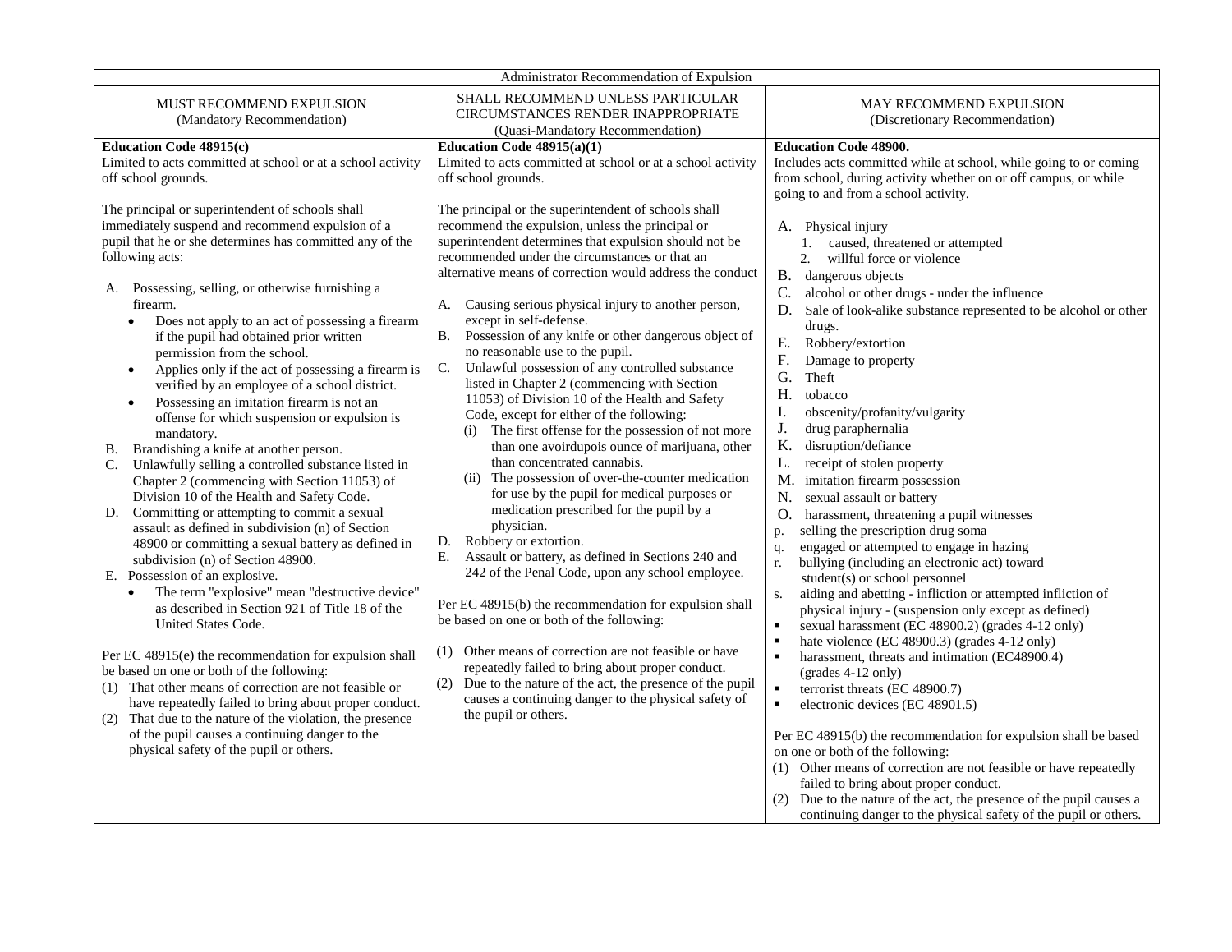| Administrator Recommendation of Expulsion | | |
|---|---|---|
| MUST RECOMMEND EXPULSION (Mandatory Recommendation) | SHALL RECOMMEND UNLESS PARTICULAR CIRCUMSTANCES RENDER INAPPROPRIATE (Quasi-Mandatory Recommendation) | MAY RECOMMEND EXPULSION (Discretionary Recommendation) |
| **Education Code 48915(c)**<br>Limited to acts committed at school or at a school activity off school grounds.<br><br>The principal or superintendent of schools shall immediately suspend and recommend expulsion of a pupil that he or she determines has committed any of the following acts:<br><br>A. Possessing, selling, or otherwise furnishing a firearm.<br>• Does not apply to an act of possessing a firearm if the pupil had obtained prior written permission from the school.<br>• Applies only if the act of possessing a firearm is verified by an employee of a school district.<br>• Possessing an imitation firearm is not an offense for which suspension or expulsion is mandatory.<br>B. Brandishing a knife at another person.<br>C. Unlawfully selling a controlled substance listed in Chapter 2 (commencing with Section 11053) of Division 10 of the Health and Safety Code.<br>D. Committing or attempting to commit a sexual assault as defined in subdivision (n) of Section 48900 or committing a sexual battery as defined in subdivision (n) of Section 48900.<br>E. Possession of an explosive.<br>• The term "explosive" mean "destructive device" as described in Section 921 of Title 18 of the United States Code.<br><br>Per EC 48915(e) the recommendation for expulsion shall be based on one or both of the following:<br>(1) That other means of correction are not feasible or have repeatedly failed to bring about proper conduct.<br>(2) That due to the nature of the violation, the presence of the pupil causes a continuing danger to the physical safety of the pupil or others. | **Education Code 48915(a)(1)**<br>Limited to acts committed at school or at a school activity off school grounds.<br><br>The principal or the superintendent of schools shall recommend the expulsion, unless the principal or superintendent determines that expulsion should not be recommended under the circumstances or that an alternative means of correction would address the conduct<br><br>A. Causing serious physical injury to another person, except in self-defense.<br>B. Possession of any knife or other dangerous object of no reasonable use to the pupil.<br>C. Unlawful possession of any controlled substance listed in Chapter 2 (commencing with Section 11053) of Division 10 of the Health and Safety Code, except for either of the following:<br>(i) The first offense for the possession of not more than one avoirdupois ounce of marijuana, other than concentrated cannabis.<br>(ii) The possession of over-the-counter medication for use by the pupil for medical purposes or medication prescribed for the pupil by a physician.<br>D. Robbery or extortion.<br>E. Assault or battery, as defined in Sections 240 and 242 of the Penal Code, upon any school employee.<br><br>Per EC 48915(b) the recommendation for expulsion shall be based on one or both of the following:<br><br>(1) Other means of correction are not feasible or have repeatedly failed to bring about proper conduct.<br>(2) Due to the nature of the act, the presence of the pupil causes a continuing danger to the physical safety of the pupil or others. | **Education Code 48900.**<br>Includes acts committed while at school, while going to or coming from school, during activity whether on or off campus, or while going to and from a school activity.<br><br>A. Physical injury<br>1. caused, threatened or attempted<br>2. willful force or violence<br>B. dangerous objects<br>C. alcohol or other drugs - under the influence<br>D. Sale of look-alike substance represented to be alcohol or other drugs.<br>E. Robbery/extortion<br>F. Damage to property<br>G. Theft<br>H. tobacco<br>I. obscenity/profanity/vulgarity<br>J. drug paraphernalia<br>K. disruption/defiance<br>L. receipt of stolen property<br>M. imitation firearm possession<br>N. sexual assault or battery<br>O. harassment, threatening a pupil witnesses<br>p. selling the prescription drug soma<br>q. engaged or attempted to engage in hazing<br>r. bullying (including an electronic act) toward student(s) or school personnel<br>s. aiding and abetting - infliction or attempted infliction of physical injury - (suspension only except as defined)<br>▪ sexual harassment (EC 48900.2) (grades 4-12 only)<br>▪ hate violence (EC 48900.3) (grades 4-12 only)<br>▪ harassment, threats and intimation (EC48900.4) (grades 4-12 only)<br>▪ terrorist threats (EC 48900.7)<br>▪ electronic devices (EC 48901.5)<br><br>Per EC 48915(b) the recommendation for expulsion shall be based on one or both of the following:<br>(1) Other means of correction are not feasible or have repeatedly failed to bring about proper conduct.<br>(2) Due to the nature of the act, the presence of the pupil causes a continuing danger to the physical safety of the pupil or others. |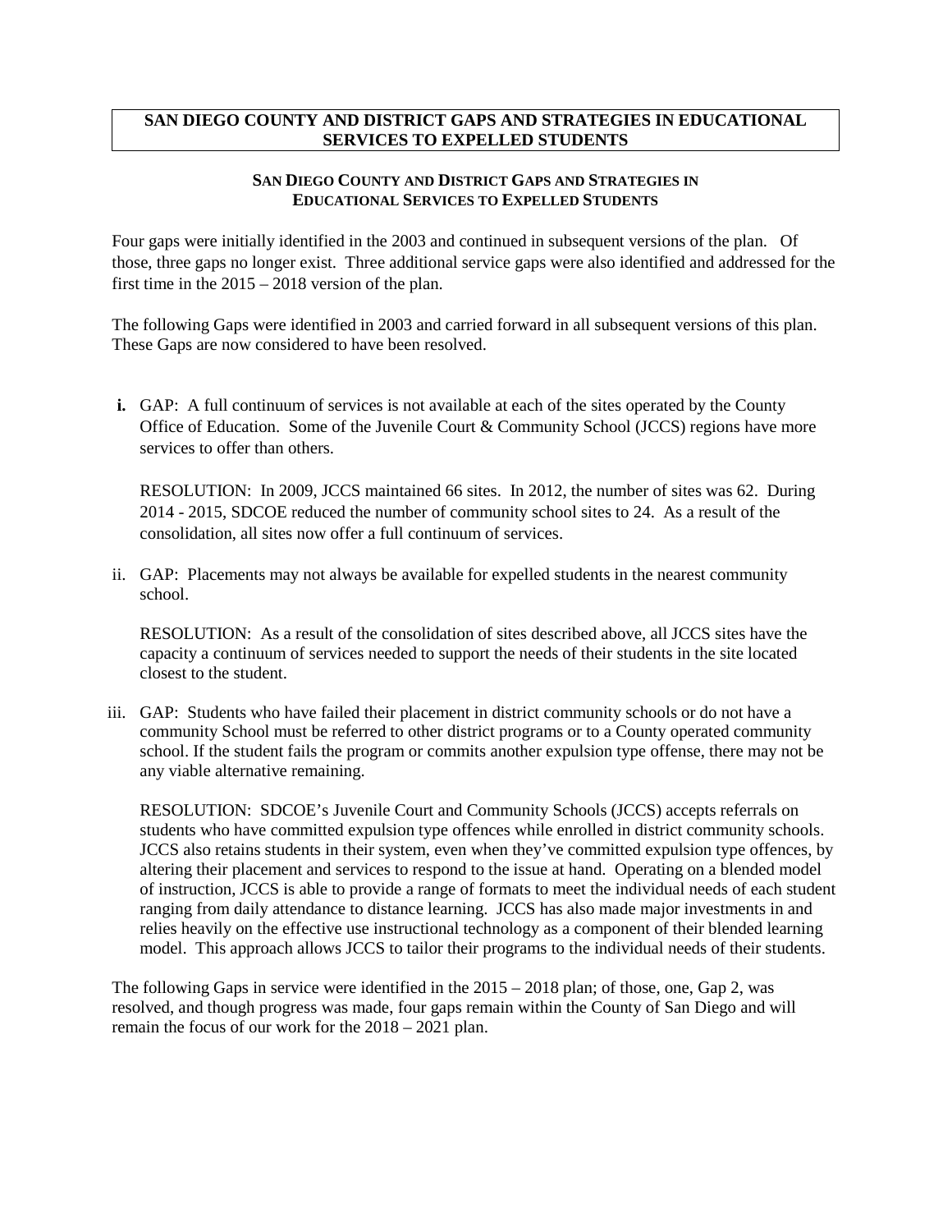**SAN DIEGO COUNTY AND DISTRICT GAPS AND STRATEGIES IN EDUCATIONAL SERVICES TO EXPELLED STUDENTS**

### SAN DIEGO COUNTY AND DISTRICT GAPS AND STRATEGIES IN EDUCATIONAL SERVICES TO EXPELLED STUDENTS

Four gaps were initially identified in the 2003 and continued in subsequent versions of the plan. Of those, three gaps no longer exist. Three additional service gaps were also identified and addressed for the first time in the 2015 – 2018 version of the plan.

The following Gaps were identified in 2003 and carried forward in all subsequent versions of this plan. These Gaps are now considered to have been resolved.

**i.** GAP: A full continuum of services is not available at each of the sites operated by the County Office of Education. Some of the Juvenile Court & Community School (JCCS) regions have more services to offer than others.

RESOLUTION: In 2009, JCCS maintained 66 sites. In 2012, the number of sites was 62. During 2014 - 2015, SDCOE reduced the number of community school sites to 24. As a result of the consolidation, all sites now offer a full continuum of services.

ii. GAP: Placements may not always be available for expelled students in the nearest community school.

RESOLUTION: As a result of the consolidation of sites described above, all JCCS sites have the capacity a continuum of services needed to support the needs of their students in the site located closest to the student.

iii. GAP: Students who have failed their placement in district community schools or do not have a community School must be referred to other district programs or to a County operated community school. If the student fails the program or commits another expulsion type offense, there may not be any viable alternative remaining.

RESOLUTION: SDCOE's Juvenile Court and Community Schools (JCCS) accepts referrals on students who have committed expulsion type offences while enrolled in district community schools. JCCS also retains students in their system, even when they've committed expulsion type offences, by altering their placement and services to respond to the issue at hand. Operating on a blended model of instruction, JCCS is able to provide a range of formats to meet the individual needs of each student ranging from daily attendance to distance learning. JCCS has also made major investments in and relies heavily on the effective use instructional technology as a component of their blended learning model. This approach allows JCCS to tailor their programs to the individual needs of their students.

The following Gaps in service were identified in the 2015 – 2018 plan; of those, one, Gap 2, was resolved, and though progress was made, four gaps remain within the County of San Diego and will remain the focus of our work for the 2018 – 2021 plan.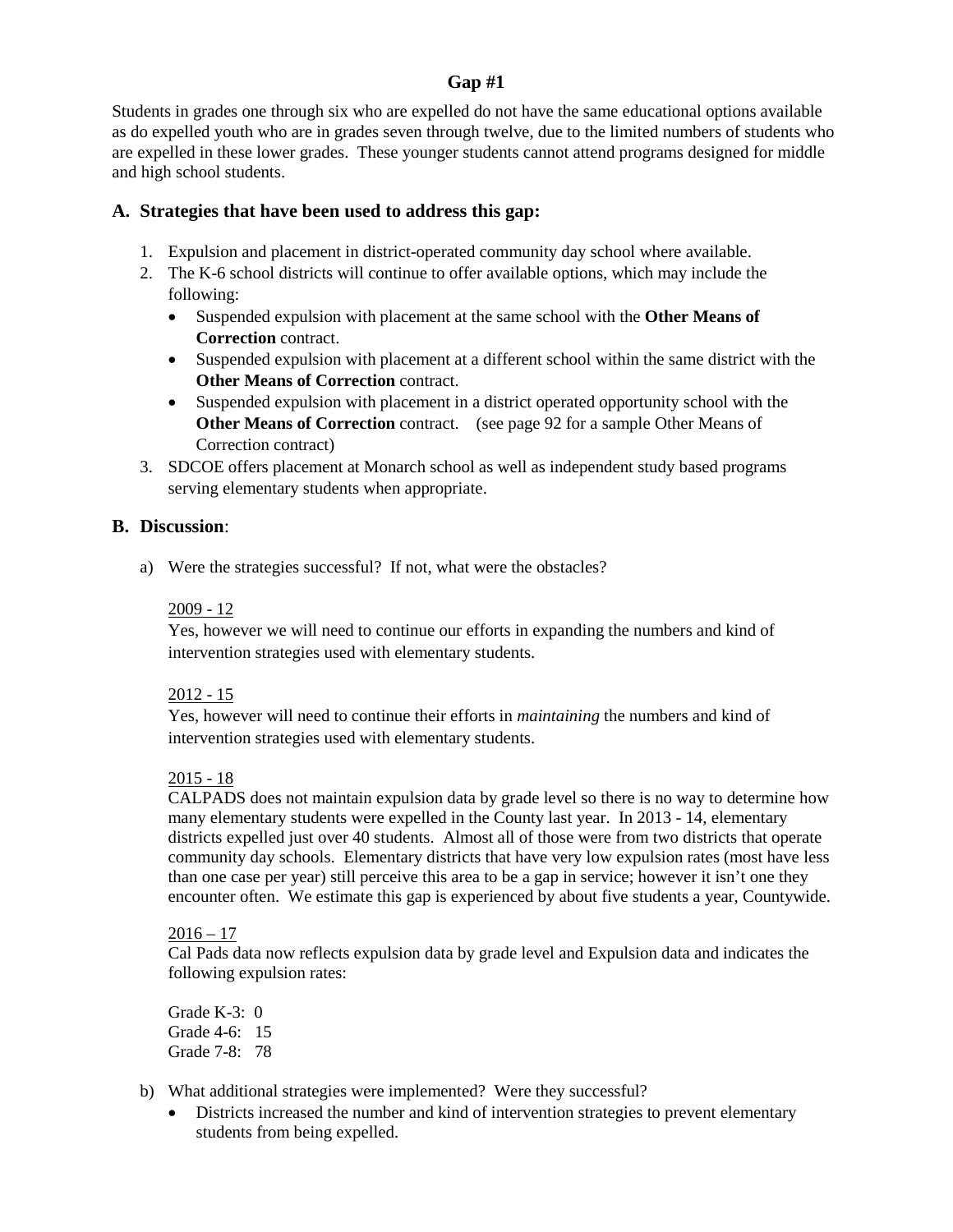## Gap #1

Students in grades one through six who are expelled do not have the same educational options available as do expelled youth who are in grades seven through twelve, due to the limited numbers of students who are expelled in these lower grades. These younger students cannot attend programs designed for middle and high school students.

### A. Strategies that have been used to address this gap:

1. Expulsion and placement in district-operated community day school where available.
2. The K-6 school districts will continue to offer available options, which may include the following:
   - Suspended expulsion with placement at the same school with the **Other Means of Correction** contract.
   - Suspended expulsion with placement at a different school within the same district with the **Other Means of Correction** contract.
   - Suspended expulsion with placement in a district operated opportunity school with the **Other Means of Correction** contract. (see page 92 for a sample Other Means of Correction contract)
3. SDCOE offers placement at Monarch school as well as independent study based programs serving elementary students when appropriate.

### B. Discussion:

a) Were the strategies successful? If not, what were the obstacles?

2009 - 12
Yes, however we will need to continue our efforts in expanding the numbers and kind of intervention strategies used with elementary students.

2012 - 15
Yes, however will need to continue their efforts in *maintaining* the numbers and kind of intervention strategies used with elementary students.

2015 - 18
CALPADS does not maintain expulsion data by grade level so there is no way to determine how many elementary students were expelled in the County last year. In 2013 - 14, elementary districts expelled just over 40 students. Almost all of those were from two districts that operate community day schools. Elementary districts that have very low expulsion rates (most have less than one case per year) still perceive this area to be a gap in service; however it isn't one they encounter often. We estimate this gap is experienced by about five students a year, Countywide.

2016 – 17
Cal Pads data now reflects expulsion data by grade level and Expulsion data and indicates the following expulsion rates:

Grade K-3: 0
Grade 4-6: 15
Grade 7-8: 78

b) What additional strategies were implemented? Were they successful?
   - Districts increased the number and kind of intervention strategies to prevent elementary students from being expelled.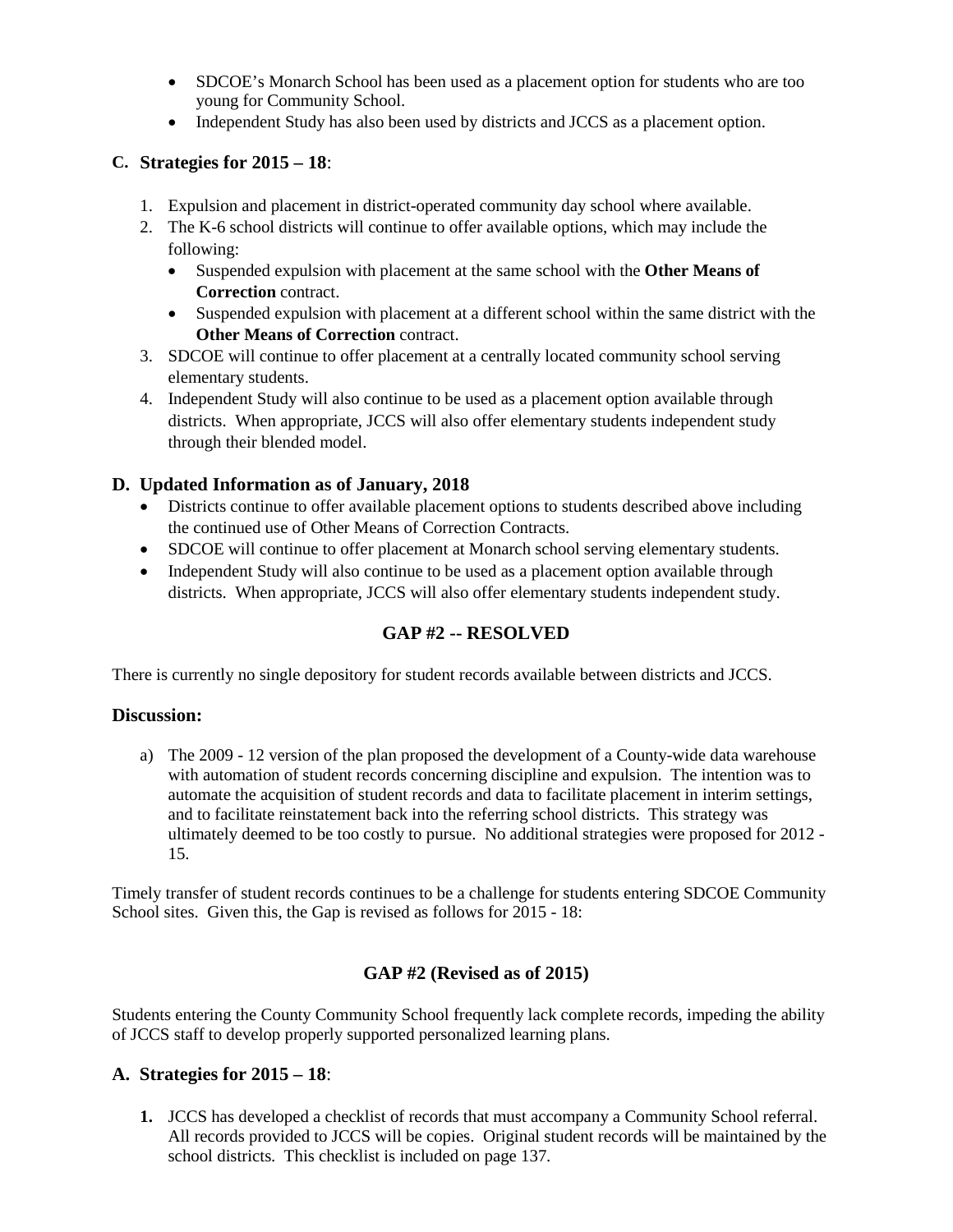- SDCOE's Monarch School has been used as a placement option for students who are too young for Community School.
- Independent Study has also been used by districts and JCCS as a placement option.

### C. Strategies for 2015 – 18:

1. Expulsion and placement in district-operated community day school where available.
2. The K-6 school districts will continue to offer available options, which may include the following:
   - Suspended expulsion with placement at the same school with the **Other Means of Correction** contract.
   - Suspended expulsion with placement at a different school within the same district with the **Other Means of Correction** contract.
3. SDCOE will continue to offer placement at a centrally located community school serving elementary students.
4. Independent Study will also continue to be used as a placement option available through districts. When appropriate, JCCS will also offer elementary students independent study through their blended model.

### D. Updated Information as of January, 2018

- Districts continue to offer available placement options to students described above including the continued use of Other Means of Correction Contracts.
- SDCOE will continue to offer placement at Monarch school serving elementary students.
- Independent Study will also continue to be used as a placement option available through districts. When appropriate, JCCS will also offer elementary students independent study.

## GAP #2 -- RESOLVED

There is currently no single depository for student records available between districts and JCCS.

### Discussion:

a) The 2009 - 12 version of the plan proposed the development of a County-wide data warehouse with automation of student records concerning discipline and expulsion. The intention was to automate the acquisition of student records and data to facilitate placement in interim settings, and to facilitate reinstatement back into the referring school districts. This strategy was ultimately deemed to be too costly to pursue. No additional strategies were proposed for 2012 - 15.

Timely transfer of student records continues to be a challenge for students entering SDCOE Community School sites. Given this, the Gap is revised as follows for 2015 - 18:

## GAP #2 (Revised as of 2015)

Students entering the County Community School frequently lack complete records, impeding the ability of JCCS staff to develop properly supported personalized learning plans.

### A. Strategies for 2015 – 18:

1. JCCS has developed a checklist of records that must accompany a Community School referral. All records provided to JCCS will be copies. Original student records will be maintained by the school districts. This checklist is included on page 137.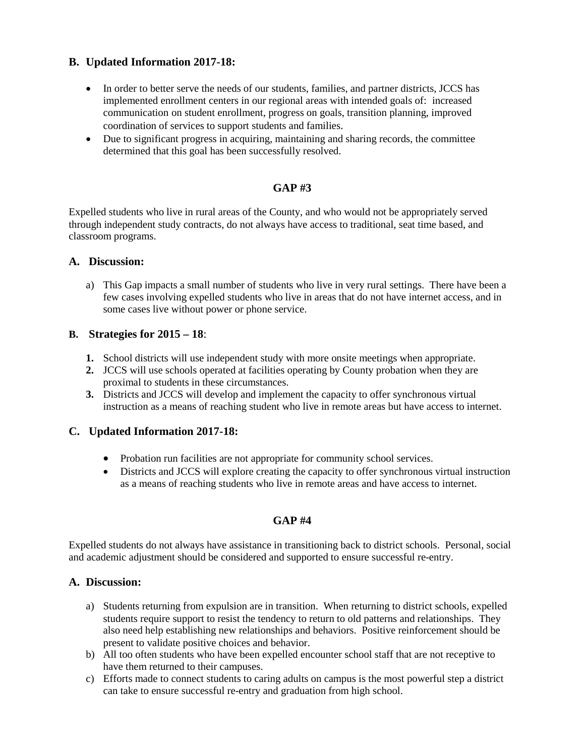## B. Updated Information 2017-18:

- In order to better serve the needs of our students, families, and partner districts, JCCS has implemented enrollment centers in our regional areas with intended goals of: increased communication on student enrollment, progress on goals, transition planning, improved coordination of services to support students and families.
- Due to significant progress in acquiring, maintaining and sharing records, the committee determined that this goal has been successfully resolved.

## GAP #3

Expelled students who live in rural areas of the County, and who would not be appropriately served through independent study contracts, do not always have access to traditional, seat time based, and classroom programs.

## A. Discussion:

a) This Gap impacts a small number of students who live in very rural settings. There have been a few cases involving expelled students who live in areas that do not have internet access, and in some cases live without power or phone service.

## B. Strategies for 2015 – 18:

1. School districts will use independent study with more onsite meetings when appropriate.
2. JCCS will use schools operated at facilities operating by County probation when they are proximal to students in these circumstances.
3. Districts and JCCS will develop and implement the capacity to offer synchronous virtual instruction as a means of reaching student who live in remote areas but have access to internet.

## C. Updated Information 2017-18:

- Probation run facilities are not appropriate for community school services.
- Districts and JCCS will explore creating the capacity to offer synchronous virtual instruction as a means of reaching students who live in remote areas and have access to internet.

## GAP #4

Expelled students do not always have assistance in transitioning back to district schools. Personal, social and academic adjustment should be considered and supported to ensure successful re-entry.

## A. Discussion:

a) Students returning from expulsion are in transition. When returning to district schools, expelled students require support to resist the tendency to return to old patterns and relationships. They also need help establishing new relationships and behaviors. Positive reinforcement should be present to validate positive choices and behavior.

b) All too often students who have been expelled encounter school staff that are not receptive to have them returned to their campuses.

c) Efforts made to connect students to caring adults on campus is the most powerful step a district can take to ensure successful re-entry and graduation from high school.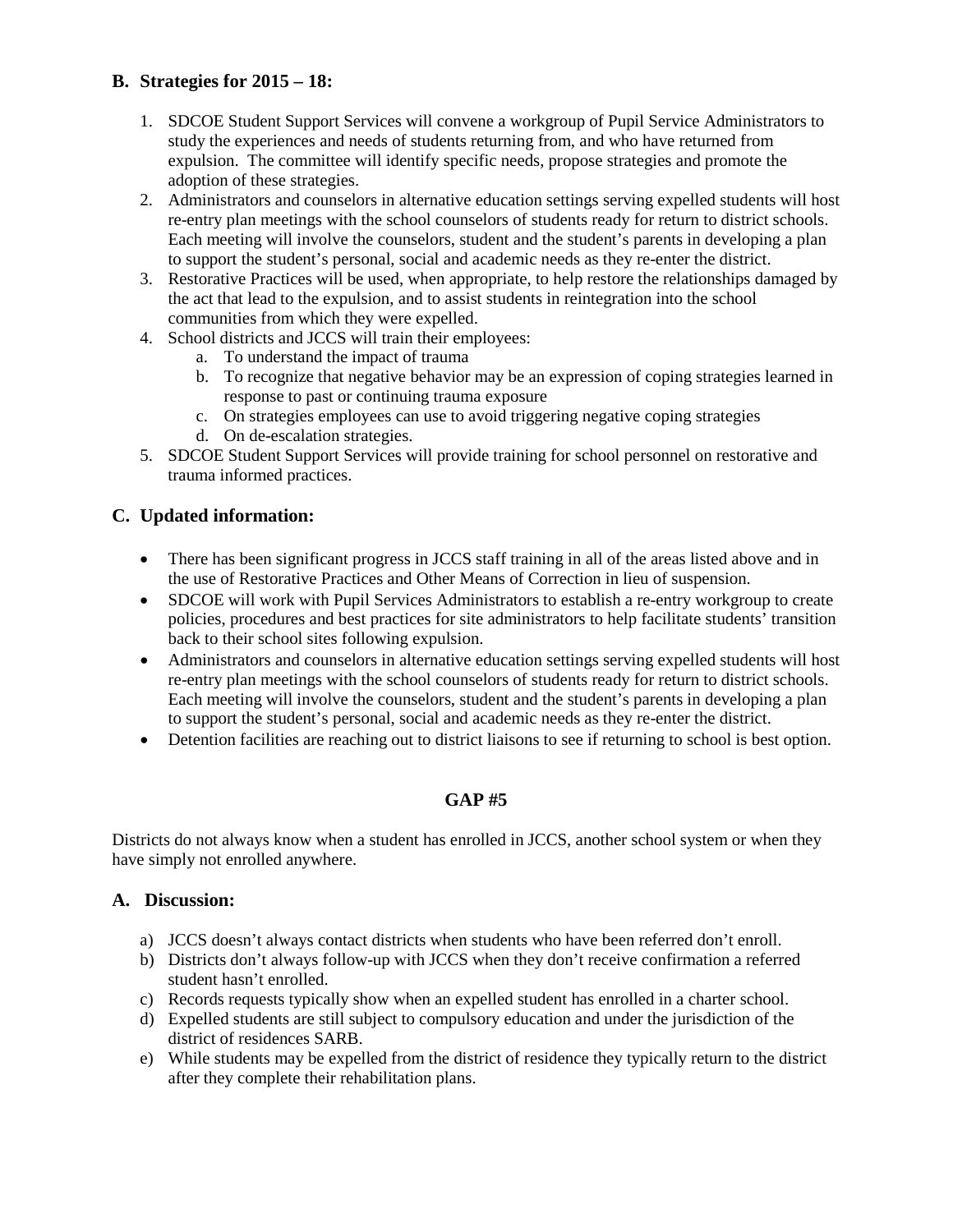## B. Strategies for 2015 – 18:

1. SDCOE Student Support Services will convene a workgroup of Pupil Service Administrators to study the experiences and needs of students returning from, and who have returned from expulsion. The committee will identify specific needs, propose strategies and promote the adoption of these strategies.
2. Administrators and counselors in alternative education settings serving expelled students will host re-entry plan meetings with the school counselors of students ready for return to district schools. Each meeting will involve the counselors, student and the student's parents in developing a plan to support the student's personal, social and academic needs as they re-enter the district.
3. Restorative Practices will be used, when appropriate, to help restore the relationships damaged by the act that lead to the expulsion, and to assist students in reintegration into the school communities from which they were expelled.
4. School districts and JCCS will train their employees:
   a. To understand the impact of trauma
   b. To recognize that negative behavior may be an expression of coping strategies learned in response to past or continuing trauma exposure
   c. On strategies employees can use to avoid triggering negative coping strategies
   d. On de-escalation strategies.
5. SDCOE Student Support Services will provide training for school personnel on restorative and trauma informed practices.

## C. Updated information:

- There has been significant progress in JCCS staff training in all of the areas listed above and in the use of Restorative Practices and Other Means of Correction in lieu of suspension.
- SDCOE will work with Pupil Services Administrators to establish a re-entry workgroup to create policies, procedures and best practices for site administrators to help facilitate students' transition back to their school sites following expulsion.
- Administrators and counselors in alternative education settings serving expelled students will host re-entry plan meetings with the school counselors of students ready for return to district schools. Each meeting will involve the counselors, student and the student's parents in developing a plan to support the student's personal, social and academic needs as they re-enter the district.
- Detention facilities are reaching out to district liaisons to see if returning to school is best option.

# GAP #5

Districts do not always know when a student has enrolled in JCCS, another school system or when they have simply not enrolled anywhere.

## A. Discussion:

a) JCCS doesn't always contact districts when students who have been referred don't enroll.
b) Districts don't always follow-up with JCCS when they don't receive confirmation a referred student hasn't enrolled.
c) Records requests typically show when an expelled student has enrolled in a charter school.
d) Expelled students are still subject to compulsory education and under the jurisdiction of the district of residences SARB.
e) While students may be expelled from the district of residence they typically return to the district after they complete their rehabilitation plans.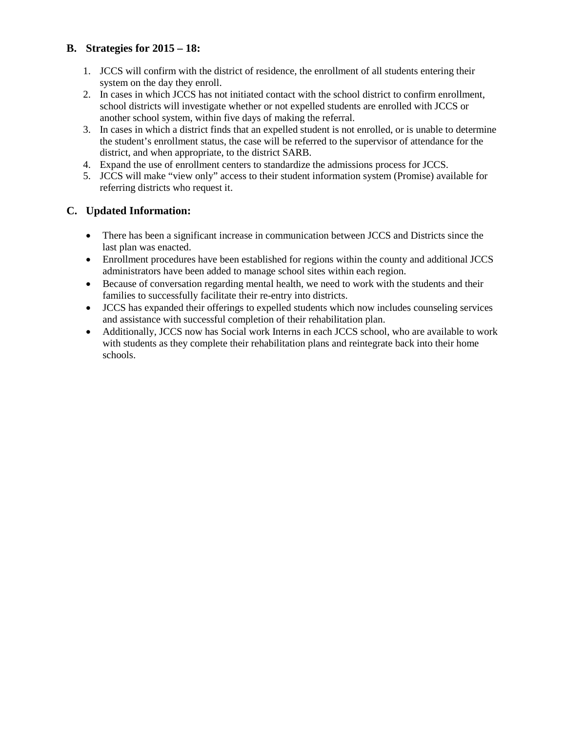## B. Strategies for 2015 – 18:

1. JCCS will confirm with the district of residence, the enrollment of all students entering their system on the day they enroll.
2. In cases in which JCCS has not initiated contact with the school district to confirm enrollment, school districts will investigate whether or not expelled students are enrolled with JCCS or another school system, within five days of making the referral.
3. In cases in which a district finds that an expelled student is not enrolled, or is unable to determine the student's enrollment status, the case will be referred to the supervisor of attendance for the district, and when appropriate, to the district SARB.
4. Expand the use of enrollment centers to standardize the admissions process for JCCS.
5. JCCS will make "view only" access to their student information system (Promise) available for referring districts who request it.

## C. Updated Information:

- There has been a significant increase in communication between JCCS and Districts since the last plan was enacted.
- Enrollment procedures have been established for regions within the county and additional JCCS administrators have been added to manage school sites within each region.
- Because of conversation regarding mental health, we need to work with the students and their families to successfully facilitate their re-entry into districts.
- JCCS has expanded their offerings to expelled students which now includes counseling services and assistance with successful completion of their rehabilitation plan.
- Additionally, JCCS now has Social work Interns in each JCCS school, who are available to work with students as they complete their rehabilitation plans and reintegrate back into their home schools.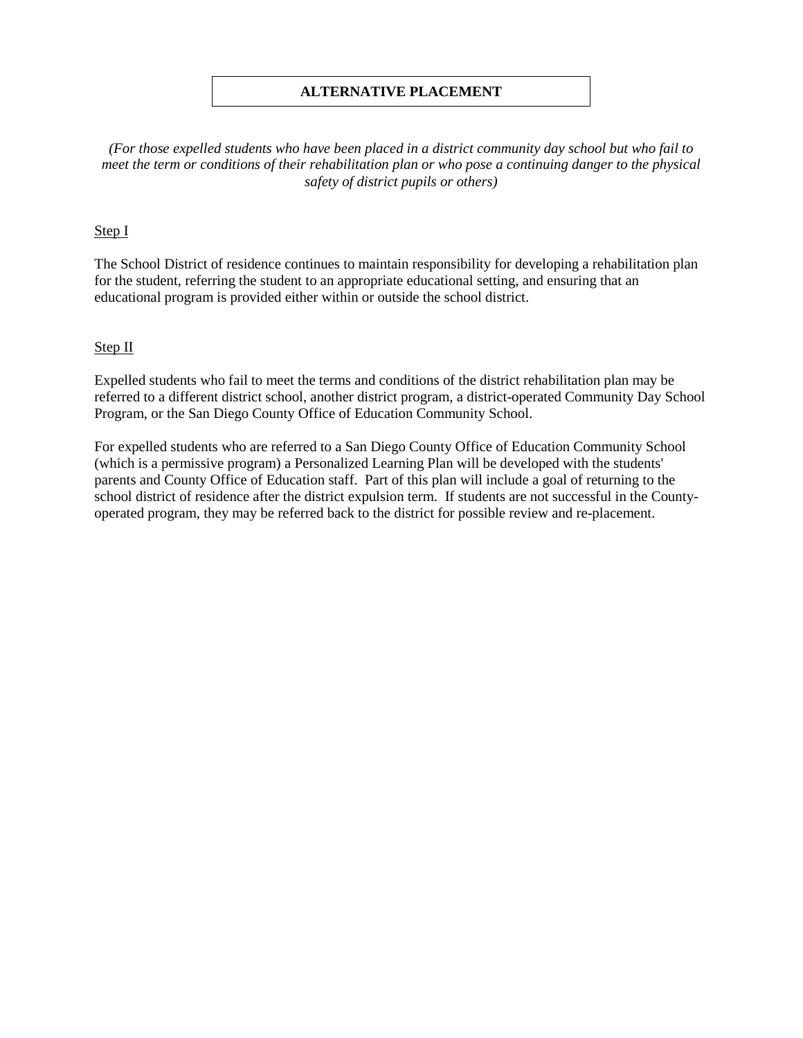# ALTERNATIVE PLACEMENT

*(For those expelled students who have been placed in a district community day school but who fail to meet the term or conditions of their rehabilitation plan or who pose a continuing danger to the physical safety of district pupils or others)*

<u>Step I</u>

The School District of residence continues to maintain responsibility for developing a rehabilitation plan for the student, referring the student to an appropriate educational setting, and ensuring that an educational program is provided either within or outside the school district.

<u>Step II</u>

Expelled students who fail to meet the terms and conditions of the district rehabilitation plan may be referred to a different district school, another district program, a district-operated Community Day School Program, or the San Diego County Office of Education Community School.

For expelled students who are referred to a San Diego County Office of Education Community School (which is a permissive program) a Personalized Learning Plan will be developed with the students' parents and County Office of Education staff. Part of this plan will include a goal of returning to the school district of residence after the district expulsion term. If students are not successful in the County-operated program, they may be referred back to the district for possible review and re-placement.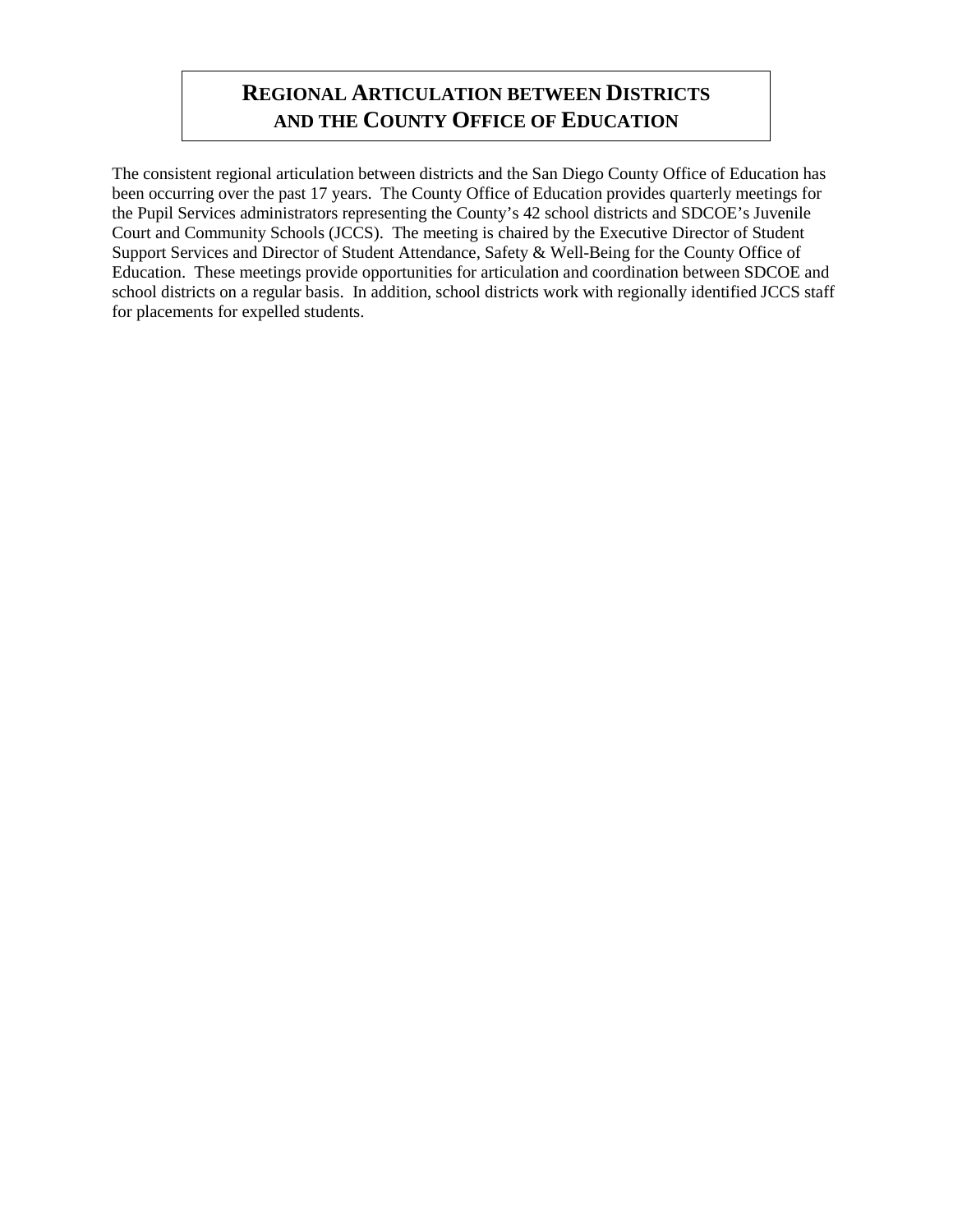# Regional Articulation between Districts and the County Office of Education

The consistent regional articulation between districts and the San Diego County Office of Education has been occurring over the past 17 years. The County Office of Education provides quarterly meetings for the Pupil Services administrators representing the County's 42 school districts and SDCOE's Juvenile Court and Community Schools (JCCS). The meeting is chaired by the Executive Director of Student Support Services and Director of Student Attendance, Safety & Well-Being for the County Office of Education. These meetings provide opportunities for articulation and coordination between SDCOE and school districts on a regular basis. In addition, school districts work with regionally identified JCCS staff for placements for expelled students.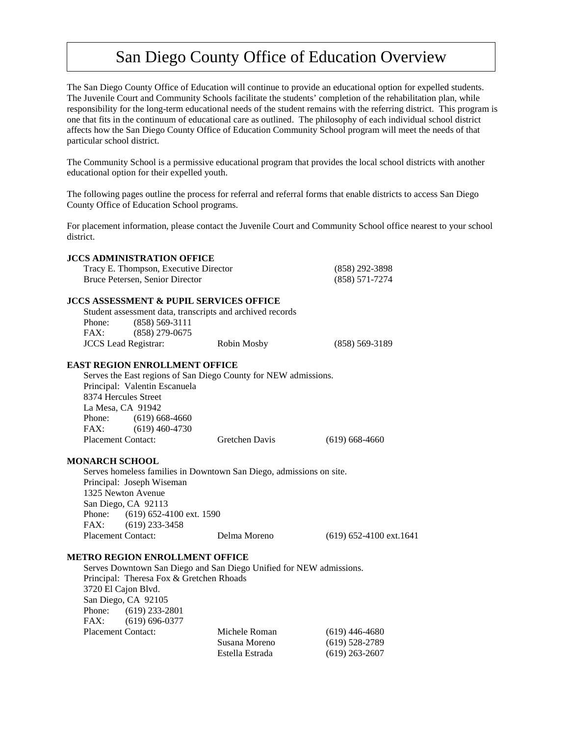# San Diego County Office of Education Overview

The San Diego County Office of Education will continue to provide an educational option for expelled students. The Juvenile Court and Community Schools facilitate the students' completion of the rehabilitation plan, while responsibility for the long-term educational needs of the student remains with the referring district. This program is one that fits in the continuum of educational care as outlined. The philosophy of each individual school district affects how the San Diego County Office of Education Community School program will meet the needs of that particular school district.

The Community School is a permissive educational program that provides the local school districts with another educational option for their expelled youth.

The following pages outline the process for referral and referral forms that enable districts to access San Diego County Office of Education School programs.

For placement information, please contact the Juvenile Court and Community School office nearest to your school district.

**JCCS ADMINISTRATION OFFICE**

Tracy E. Thompson, Executive Director (858) 292-3898
Bruce Petersen, Senior Director (858) 571-7274

**JCCS ASSESSMENT & PUPIL SERVICES OFFICE**

Student assessment data, transcripts and archived records
Phone: (858) 569-3111
FAX: (858) 279-0675
JCCS Lead Registrar: Robin Mosby (858) 569-3189

**EAST REGION ENROLLMENT OFFICE**

Serves the East regions of San Diego County for NEW admissions.
Principal: Valentin Escanuela
8374 Hercules Street
La Mesa, CA 91942
Phone: (619) 668-4660
FAX: (619) 460-4730
Placement Contact: Gretchen Davis (619) 668-4660

**MONARCH SCHOOL**

Serves homeless families in Downtown San Diego, admissions on site.
Principal: Joseph Wiseman
1325 Newton Avenue
San Diego, CA 92113
Phone: (619) 652-4100 ext. 1590
FAX: (619) 233-3458
Placement Contact: Delma Moreno (619) 652-4100 ext.1641

**METRO REGION ENROLLMENT OFFICE**

Serves Downtown San Diego and San Diego Unified for NEW admissions.
Principal: Theresa Fox & Gretchen Rhoads
3720 El Cajon Blvd.
San Diego, CA 92105
Phone: (619) 233-2801
FAX: (619) 696-0377
Placement Contact: Michele Roman (619) 446-4680
Susana Moreno (619) 528-2789
Estella Estrada (619) 263-2607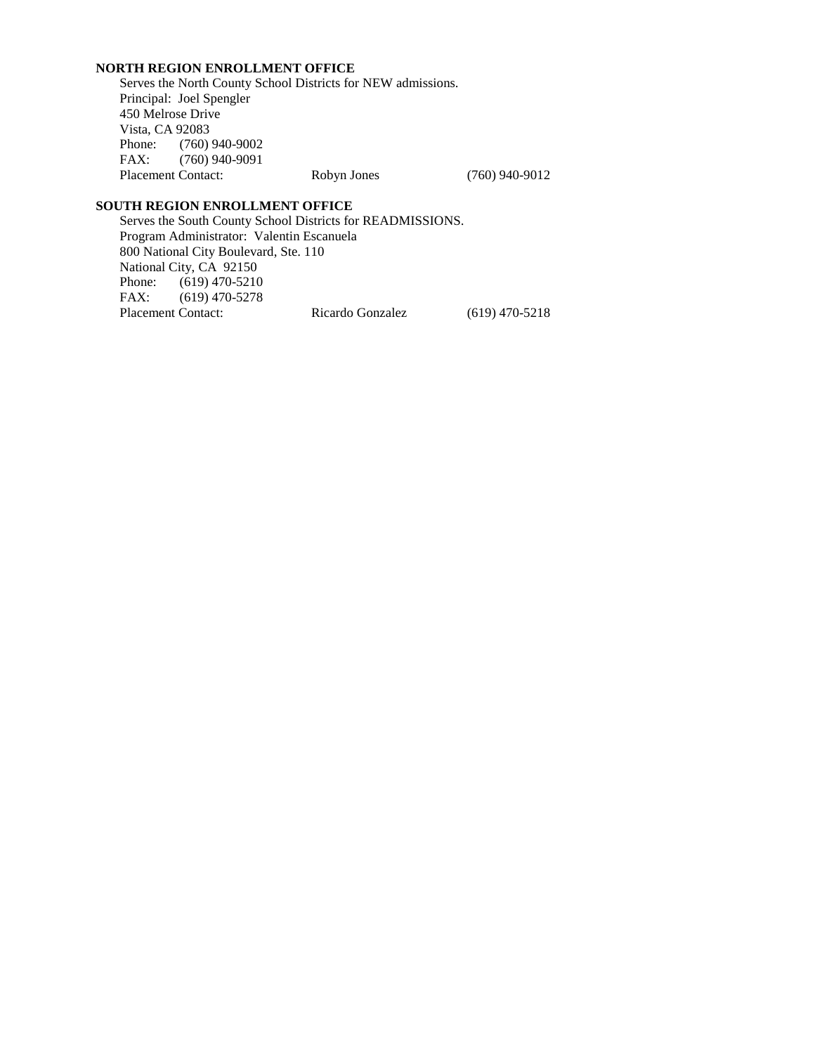**NORTH REGION ENROLLMENT OFFICE**

Serves the North County School Districts for NEW admissions.
Principal: Joel Spengler
450 Melrose Drive
Vista, CA 92083
Phone: (760) 940-9002
FAX: (760) 940-9091
Placement Contact: Robyn Jones (760) 940-9012

**SOUTH REGION ENROLLMENT OFFICE**

Serves the South County School Districts for READMISSIONS.
Program Administrator: Valentin Escanuela
800 National City Boulevard, Ste. 110
National City, CA 92150
Phone: (619) 470-5210
FAX: (619) 470-5278
Placement Contact: Ricardo Gonzalez (619) 470-5218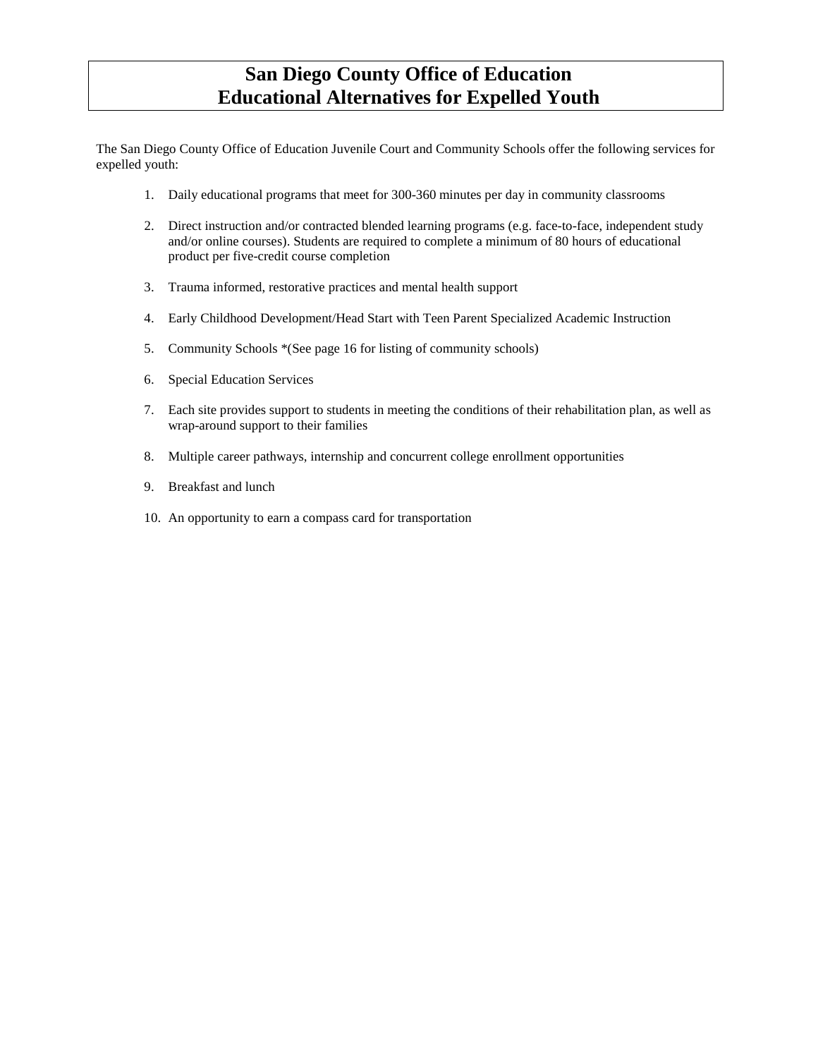# San Diego County Office of Education
# Educational Alternatives for Expelled Youth

The San Diego County Office of Education Juvenile Court and Community Schools offer the following services for expelled youth:

1. Daily educational programs that meet for 300-360 minutes per day in community classrooms
2. Direct instruction and/or contracted blended learning programs (e.g. face-to-face, independent study and/or online courses). Students are required to complete a minimum of 80 hours of educational product per five-credit course completion
3. Trauma informed, restorative practices and mental health support
4. Early Childhood Development/Head Start with Teen Parent Specialized Academic Instruction
5. Community Schools *(See page 16 for listing of community schools)
6. Special Education Services
7. Each site provides support to students in meeting the conditions of their rehabilitation plan, as well as wrap-around support to their families
8. Multiple career pathways, internship and concurrent college enrollment opportunities
9. Breakfast and lunch
10. An opportunity to earn a compass card for transportation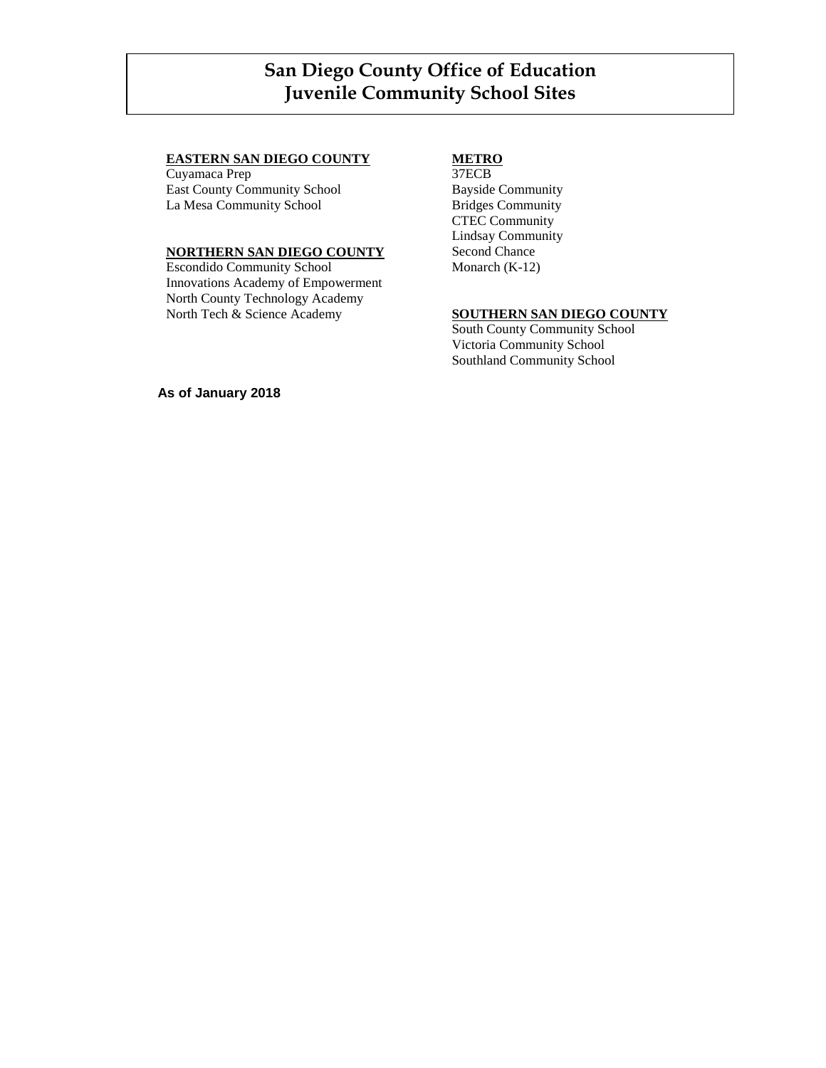# San Diego County Office of Education
# Juvenile Community School Sites

**EASTERN SAN DIEGO COUNTY**

Cuyamaca Prep
East County Community School
La Mesa Community School

**NORTHERN SAN DIEGO COUNTY**

Escondido Community School
Innovations Academy of Empowerment
North County Technology Academy
North Tech & Science Academy

**METRO**

37ECB
Bayside Community
Bridges Community
CTEC Community
Lindsay Community
Second Chance
Monarch (K-12)

**SOUTHERN SAN DIEGO COUNTY**

South County Community School
Victoria Community School
Southland Community School

**As of January 2018**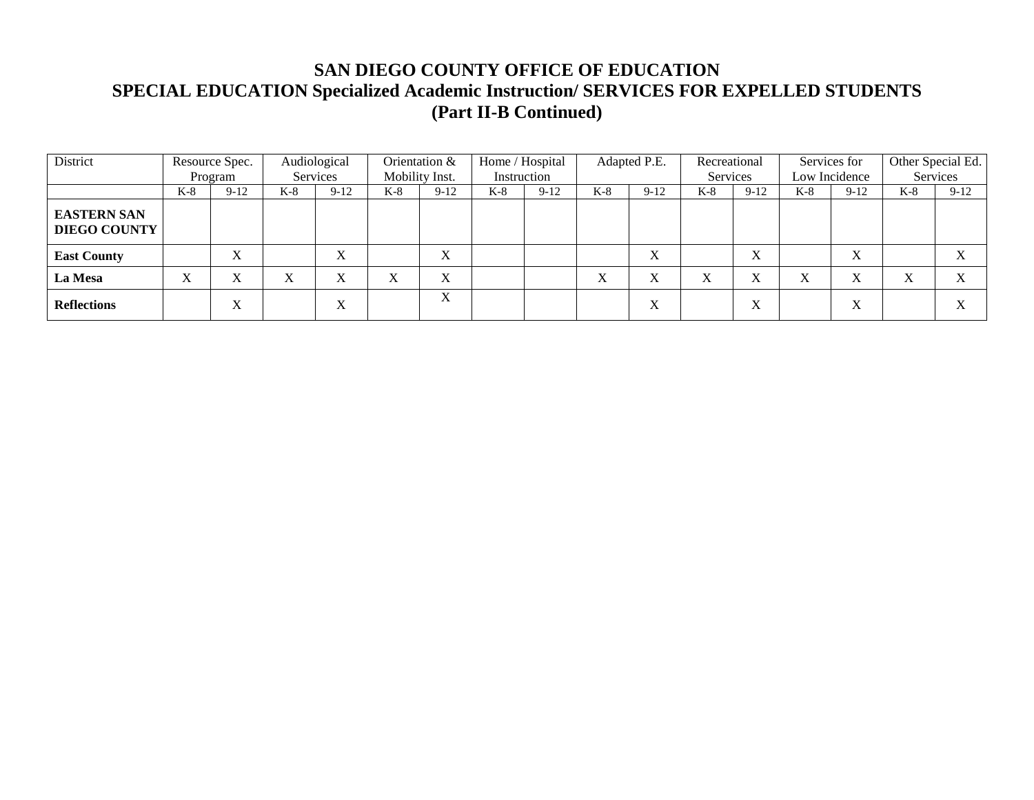# SAN DIEGO COUNTY OFFICE OF EDUCATION
## SPECIAL EDUCATION Specialized Academic Instruction/ SERVICES FOR EXPELLED STUDENTS
## (Part II-B Continued)

| District | Resource Spec. Program | | Audiological Services | | Orientation & Mobility Inst. | | Home / Hospital Instruction | | Adapted P.E. | | Recreational Services | | Services for Low Incidence | | Other Special Ed. Services | |
|---|---|---|---|---|---|---|---|---|---|---|---|---|---|---|---|---|
| | K-8 | 9-12 | K-8 | 9-12 | K-8 | 9-12 | K-8 | 9-12 | K-8 | 9-12 | K-8 | 9-12 | K-8 | 9-12 | K-8 | 9-12 |
| **EASTERN SAN DIEGO COUNTY** | | | | | | | | | | | | | | | | |
| **East County** | | X | | X | | X | | | | X | | X | | X | | X |
| **La Mesa** | X | X | X | X | X | X | | | X | X | X | X | X | X | X | X |
| **Reflections** | | X | | X | | X | | | | X | | X | | X | | X |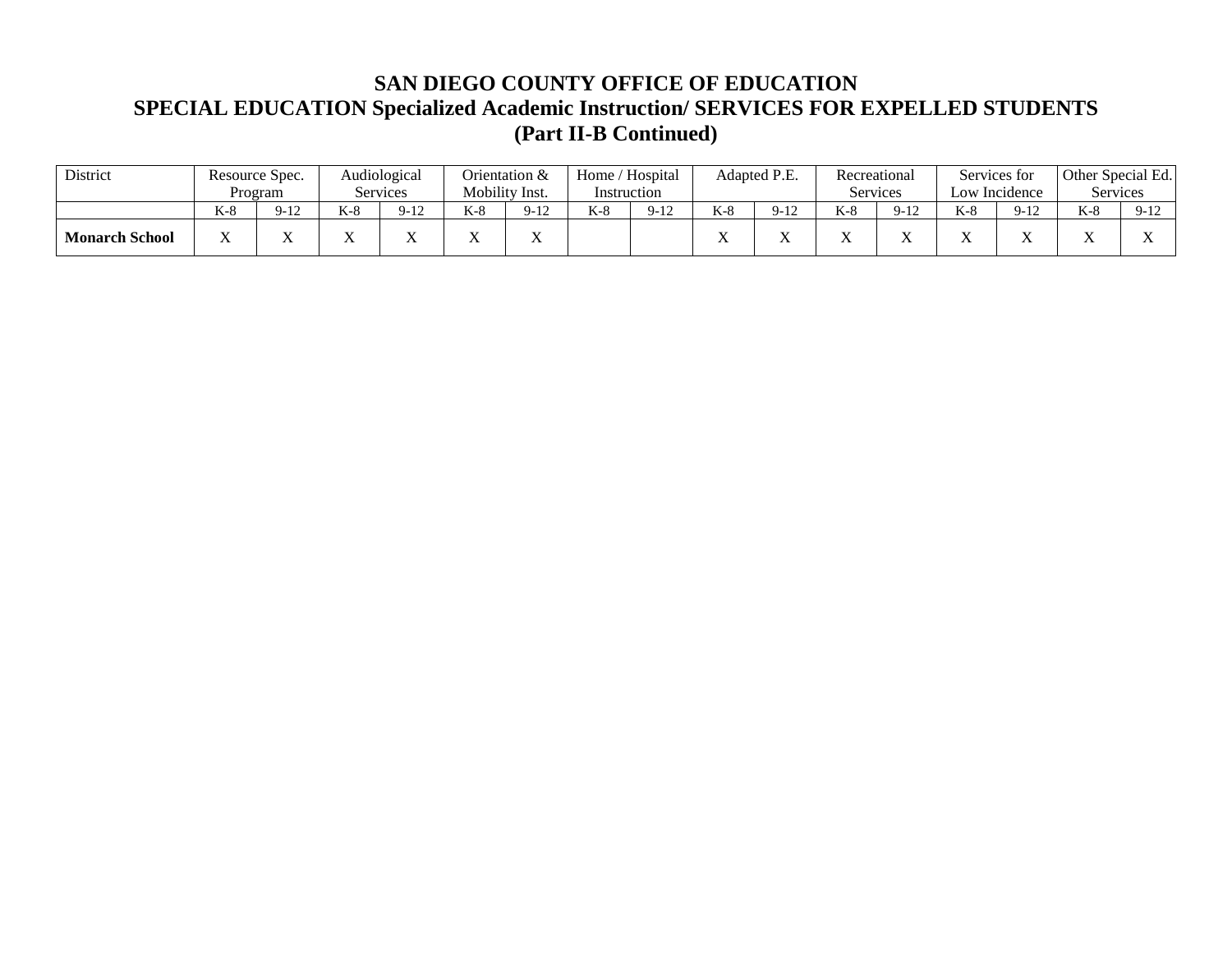# SAN DIEGO COUNTY OFFICE OF EDUCATION
## SPECIAL EDUCATION Specialized Academic Instruction/ SERVICES FOR EXPELLED STUDENTS
## (Part II-B Continued)

| District | Resource Spec. Program | | Audiological Services | | Orientation & Mobility Inst. | | Home / Hospital Instruction | | Adapted P.E. | | Recreational Services | | Services for Low Incidence | | Other Special Ed. Services | |
|---|---|---|---|---|---|---|---|---|---|---|---|---|---|---|---|---|
| | K-8 | 9-12 | K-8 | 9-12 | K-8 | 9-12 | K-8 | 9-12 | K-8 | 9-12 | K-8 | 9-12 | K-8 | 9-12 | K-8 | 9-12 |
| **Monarch School** | X | X | X | X | X | X | | | X | X | X | X | X | X | X | X |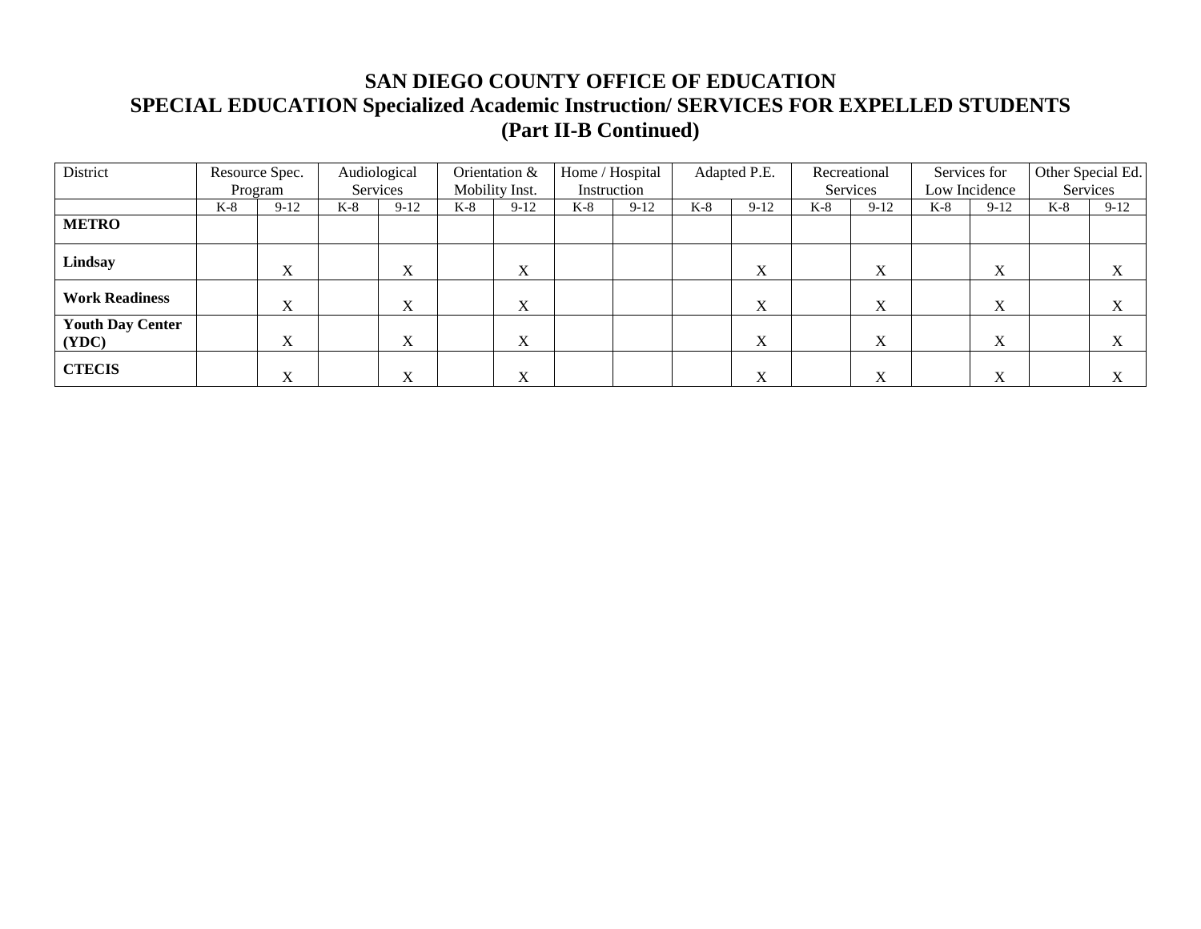# SAN DIEGO COUNTY OFFICE OF EDUCATION
## SPECIAL EDUCATION Specialized Academic Instruction/ SERVICES FOR EXPELLED STUDENTS
## (Part II-B Continued)

| District | Resource Spec. Program | | Audiological Services | | Orientation & Mobility Inst. | | Home / Hospital Instruction | | Adapted P.E. | | Recreational Services | | Services for Low Incidence | | Other Special Ed. Services | |
|---|---|---|---|---|---|---|---|---|---|---|---|---|---|---|---|---|
| | K-8 | 9-12 | K-8 | 9-12 | K-8 | 9-12 | K-8 | 9-12 | K-8 | 9-12 | K-8 | 9-12 | K-8 | 9-12 | K-8 | 9-12 |
| **METRO** | | | | | | | | | | | | | | | | |
| **Lindsay** | | X | | X | | X | | | | X | | X | | X | | X |
| **Work Readiness** | | X | | X | | X | | | | X | | X | | X | | X |
| **Youth Day Center (YDC)** | | X | | X | | X | | | | X | | X | | X | | X |
| **CTECIS** | | X | | X | | X | | | | X | | X | | X | | X |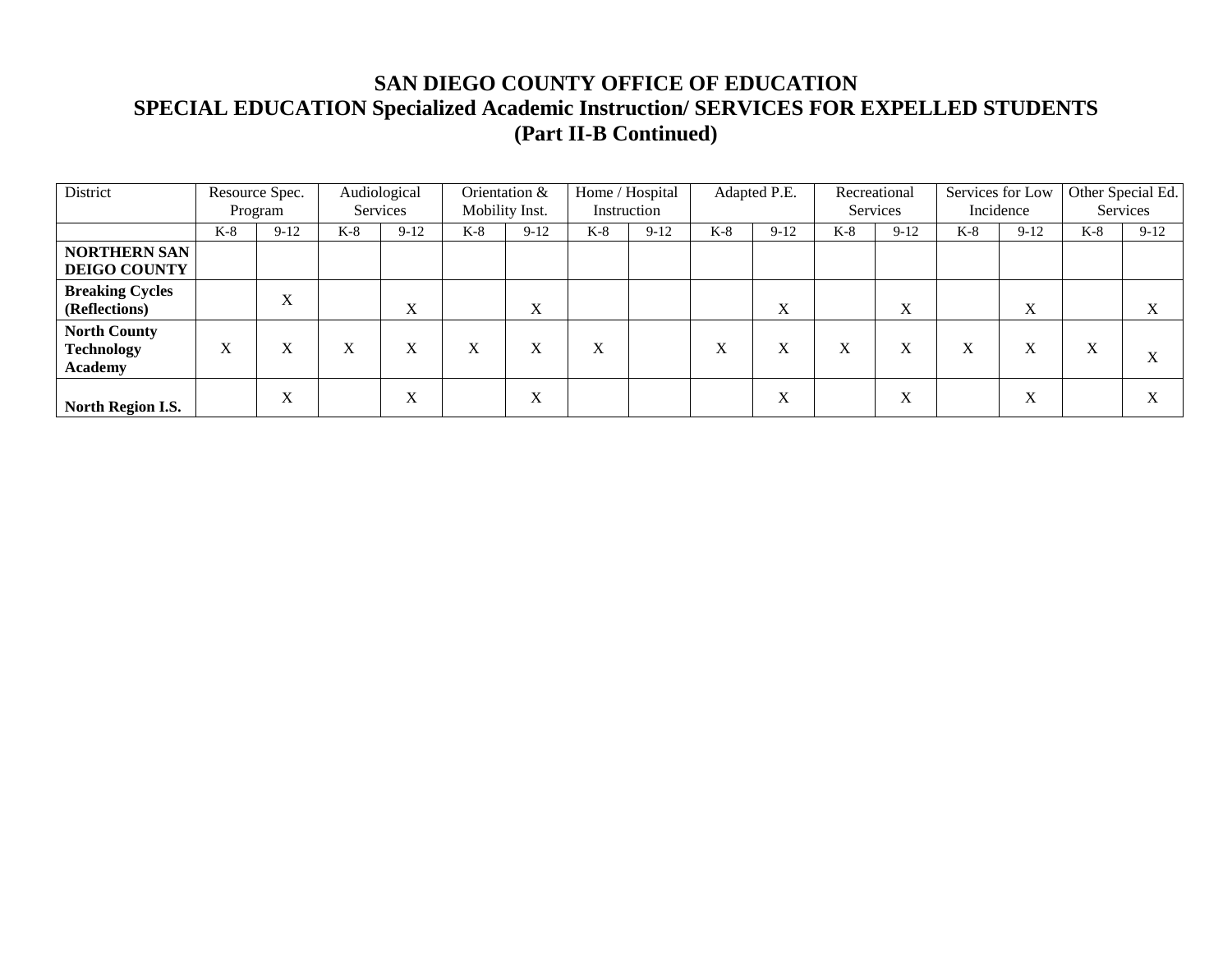# SAN DIEGO COUNTY OFFICE OF EDUCATION
# SPECIAL EDUCATION Specialized Academic Instruction/ SERVICES FOR EXPELLED STUDENTS
# (Part II-B Continued)

| District | Resource Spec. Program | | Audiological Services | | Orientation & Mobility Inst. | | Home / Hospital Instruction | | Adapted P.E. | | Recreational Services | | Services for Low Incidence | | Other Special Ed. Services | |
|---|---|---|---|---|---|---|---|---|---|---|---|---|---|---|---|---|
| | K-8 | 9-12 | K-8 | 9-12 | K-8 | 9-12 | K-8 | 9-12 | K-8 | 9-12 | K-8 | 9-12 | K-8 | 9-12 | K-8 | 9-12 |
| **NORTHERN SAN DEIGO COUNTY** | | | | | | | | | | | | | | | | |
| **Breaking Cycles (Reflections)** | | X | | X | | X | | | | X | | X | | X | | X |
| **North County Technology Academy** | X | X | X | X | X | X | X | | X | X | X | X | X | X | X | X |
| **North Region I.S.** | | X | | X | | X | | | | X | | X | | X | | X |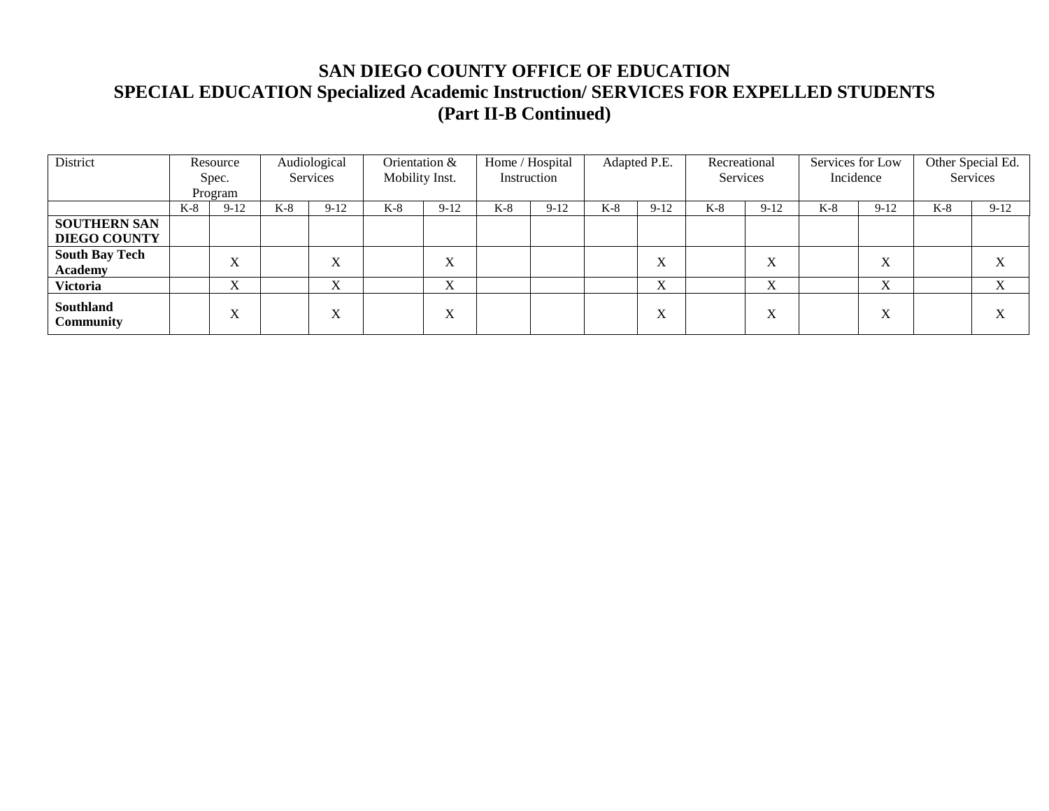# SAN DIEGO COUNTY OFFICE OF EDUCATION
## SPECIAL EDUCATION Specialized Academic Instruction/ SERVICES FOR EXPELLED STUDENTS
## (Part II-B Continued)

| District | Resource Spec. Program | | Audiological Services | | Orientation & Mobility Inst. | | Home / Hospital Instruction | | Adapted P.E. | | Recreational Services | | Services for Low Incidence | | Other Special Ed. Services | |
|---|---|---|---|---|---|---|---|---|---|---|---|---|---|---|---|---|
| | K-8 | 9-12 | K-8 | 9-12 | K-8 | 9-12 | K-8 | 9-12 | K-8 | 9-12 | K-8 | 9-12 | K-8 | 9-12 | K-8 | 9-12 |
| **SOUTHERN SAN DIEGO COUNTY** | | | | | | | | | | | | | | | | |
| **South Bay Tech Academy** | | X | | X | | X | | | | X | | X | | X | | X |
| **Victoria** | | X | | X | | X | | | | X | | X | | X | | X |
| **Southland Community** | | X | | X | | X | | | | X | | X | | X | | X |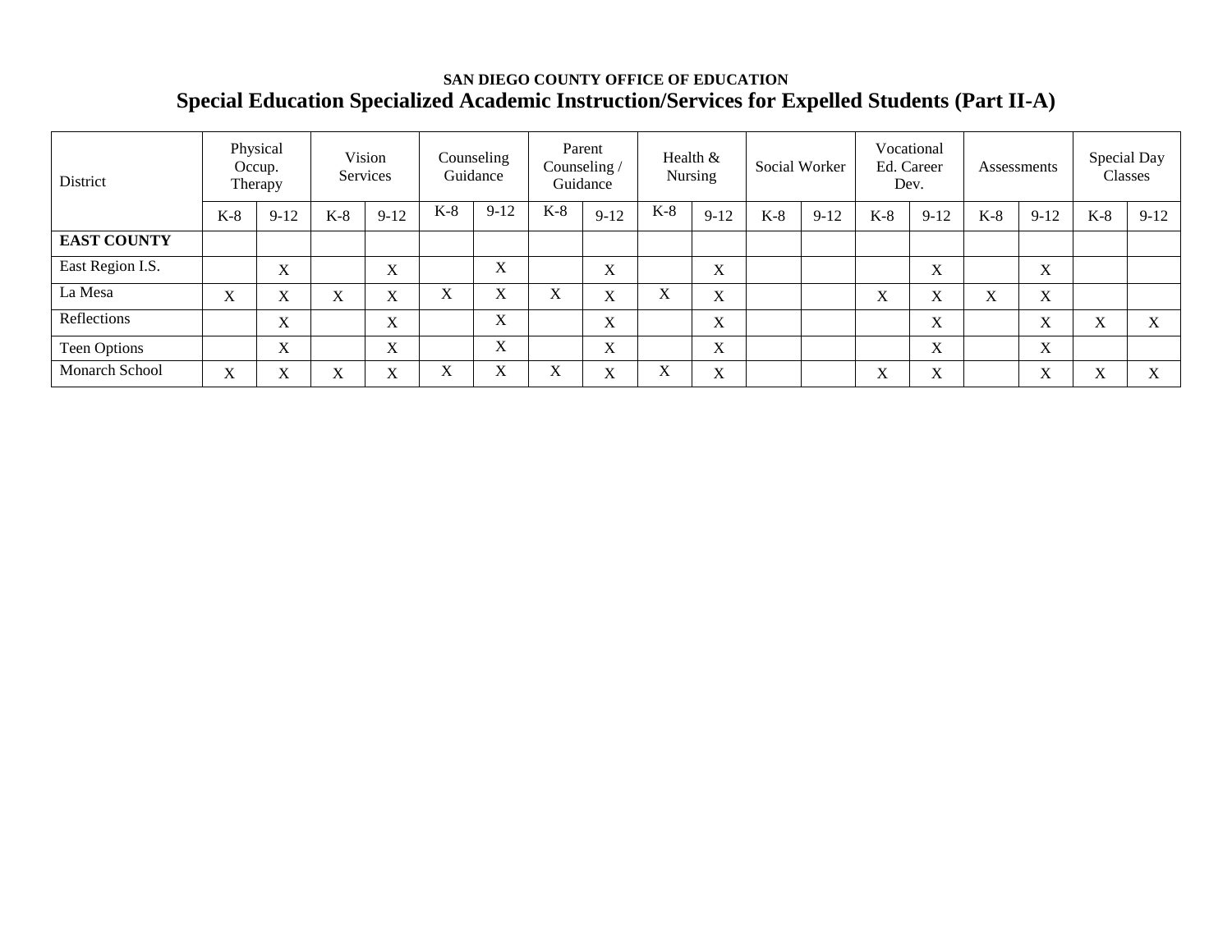SAN DIEGO COUNTY OFFICE OF EDUCATION

## Special Education Specialized Academic Instruction/Services for Expelled Students (Part II-A)

| District | Physical Occup. Therapy | | Vision Services | | Counseling Guidance | | Parent Counseling / Guidance | | Health & Nursing | | Social Worker | | Vocational Ed. Career Dev. | | Assessments | | Special Day Classes | |
|---|---|---|---|---|---|---|---|---|---|---|---|---|---|---|---|---|---|---|
| | K-8 | 9-12 | K-8 | 9-12 | K-8 | 9-12 | K-8 | 9-12 | K-8 | 9-12 | K-8 | 9-12 | K-8 | 9-12 | K-8 | 9-12 | K-8 | 9-12 |
| **EAST COUNTY** | | | | | | | | | | | | | | | | | | |
| East Region I.S. | | X | | X | | X | | X | | X | | | | X | | X | | |
| La Mesa | X | X | X | X | X | X | X | X | X | X | | | X | X | X | X | | |
| Reflections | | X | | X | | X | | X | | X | | | | X | | X | X | X |
| Teen Options | | X | | X | | X | | X | | X | | | | X | | X | | |
| Monarch School | X | X | X | X | X | X | X | X | X | X | | | X | X | | X | X | X |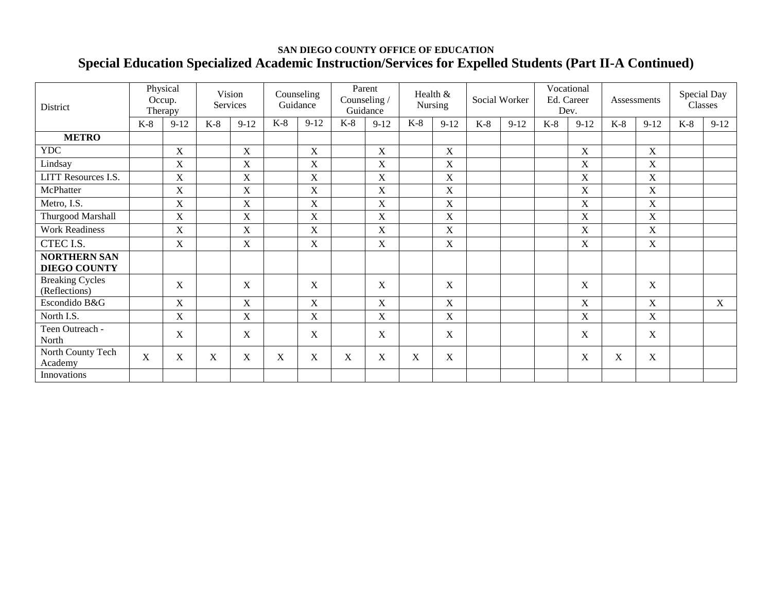SAN DIEGO COUNTY OFFICE OF EDUCATION

# Special Education Specialized Academic Instruction/Services for Expelled Students (Part II-A Continued)

| District | Physical Occup. Therapy | | Vision Services | | Counseling Guidance | | Parent Counseling / Guidance | | Health & Nursing | | Social Worker | | Vocational Ed. Career Dev. | | Assessments | | Special Day Classes | |
|---|---|---|---|---|---|---|---|---|---|---|---|---|---|---|---|---|---|---|
| | K-8 | 9-12 | K-8 | 9-12 | K-8 | 9-12 | K-8 | 9-12 | K-8 | 9-12 | K-8 | 9-12 | K-8 | 9-12 | K-8 | 9-12 | K-8 | 9-12 |
| **METRO** | | | | | | | | | | | | | | | | | | |
| YDC | | X | | X | | X | | X | | X | | | | X | | X | | |
| Lindsay | | X | | X | | X | | X | | X | | | | X | | X | | |
| LITT Resources I.S. | | X | | X | | X | | X | | X | | | | X | | X | | |
| McPhatter | | X | | X | | X | | X | | X | | | | X | | X | | |
| Metro, I.S. | | X | | X | | X | | X | | X | | | | X | | X | | |
| Thurgood Marshall | | X | | X | | X | | X | | X | | | | X | | X | | |
| Work Readiness | | X | | X | | X | | X | | X | | | | X | | X | | |
| CTEC I.S. | | X | | X | | X | | X | | X | | | | X | | X | | |
| **NORTHERN SAN DIEGO COUNTY** | | | | | | | | | | | | | | | | | | |
| Breaking Cycles (Reflections) | | X | | X | | X | | X | | X | | | | X | | X | | |
| Escondido B&G | | X | | X | | X | | X | | X | | | | X | | X | | X |
| North I.S. | | X | | X | | X | | X | | X | | | | X | | X | | |
| Teen Outreach - North | | X | | X | | X | | X | | X | | | | X | | X | | |
| North County Tech Academy | X | X | X | X | X | X | X | X | X | X | | | | X | X | X | | |
| Innovations | | | | | | | | | | | | | | | | | | |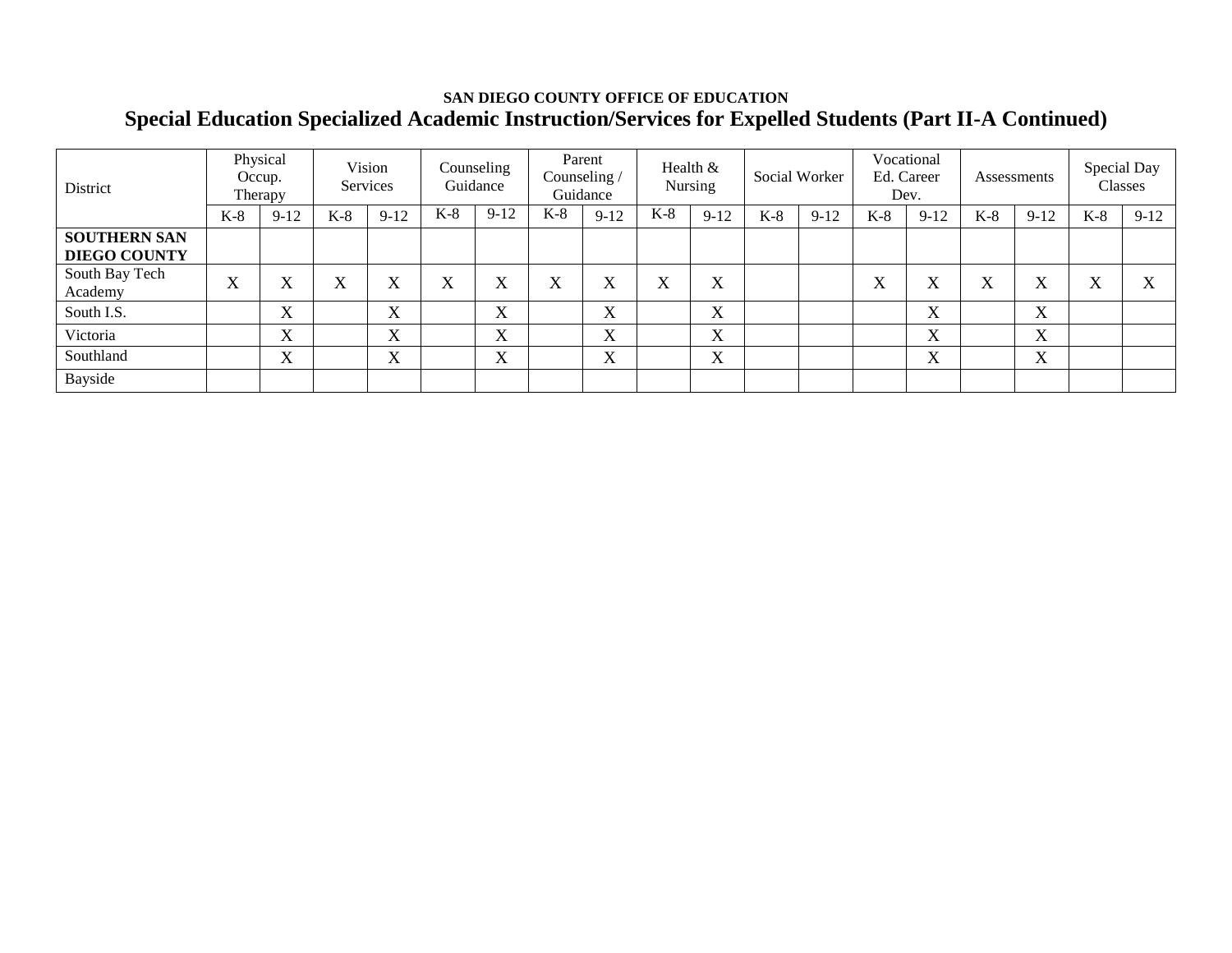**SAN DIEGO COUNTY OFFICE OF EDUCATION**

## Special Education Specialized Academic Instruction/Services for Expelled Students (Part II-A Continued)

| District | Physical Occup. Therapy | | Vision Services | | Counseling Guidance | | Parent Counseling / Guidance | | Health & Nursing | | Social Worker | | Vocational Ed. Career Dev. | | Assessments | | Special Day Classes | |
|---|---|---|---|---|---|---|---|---|---|---|---|---|---|---|---|---|---|---|
| | K-8 | 9-12 | K-8 | 9-12 | K-8 | 9-12 | K-8 | 9-12 | K-8 | 9-12 | K-8 | 9-12 | K-8 | 9-12 | K-8 | 9-12 | K-8 | 9-12 |
| **SOUTHERN SAN DIEGO COUNTY** | | | | | | | | | | | | | | | | | | |
| South Bay Tech Academy | X | X | X | X | X | X | X | X | X | X | | | X | X | X | X | X | X |
| South I.S. | | X | | X | | X | | X | | X | | | | X | | X | | |
| Victoria | | X | | X | | X | | X | | X | | | | X | | X | | |
| Southland | | X | | X | | X | | X | | X | | | | X | | X | | |
| Bayside | | | | | | | | | | | | | | | | | | |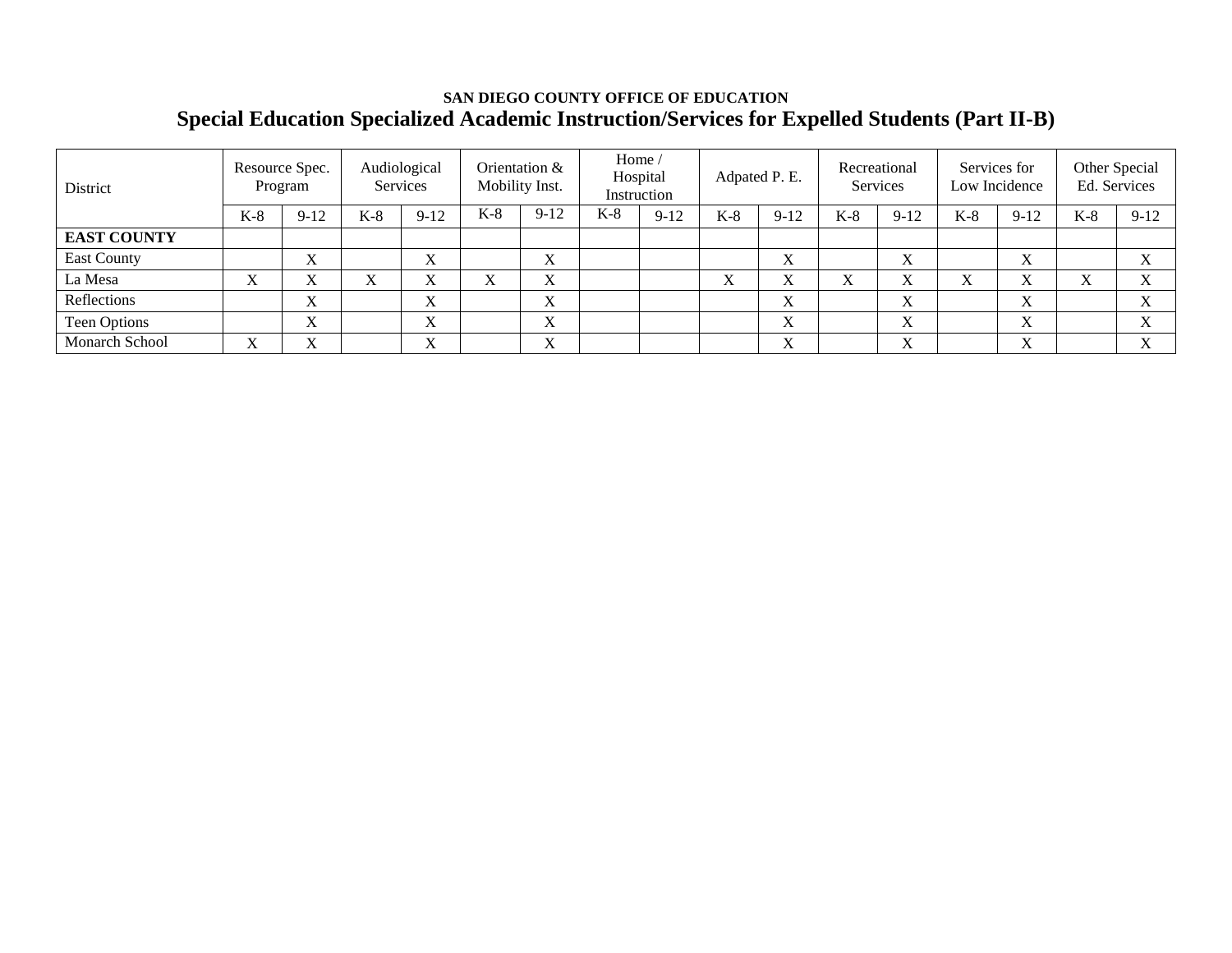**SAN DIEGO COUNTY OFFICE OF EDUCATION**

# Special Education Specialized Academic Instruction/Services for Expelled Students (Part II-B)

| District | Resource Spec. Program | | Audiological Services | | Orientation & Mobility Inst. | | Home / Hospital Instruction | | Adpated P. E. | | Recreational Services | | Services for Low Incidence | | Other Special Ed. Services | |
|---|---|---|---|---|---|---|---|---|---|---|---|---|---|---|---|---|
| | K-8 | 9-12 | K-8 | 9-12 | K-8 | 9-12 | K-8 | 9-12 | K-8 | 9-12 | K-8 | 9-12 | K-8 | 9-12 | K-8 | 9-12 |
| **EAST COUNTY** | | | | | | | | | | | | | | | | |
| East County | | X | | X | | X | | | | X | | X | | X | | X |
| La Mesa | X | X | X | X | X | X | | | X | X | X | X | X | X | X | X |
| Reflections | | X | | X | | X | | | | X | | X | | X | | X |
| Teen Options | | X | | X | | X | | | | X | | X | | X | | X |
| Monarch School | X | X | | X | | X | | | | X | | X | | X | | X |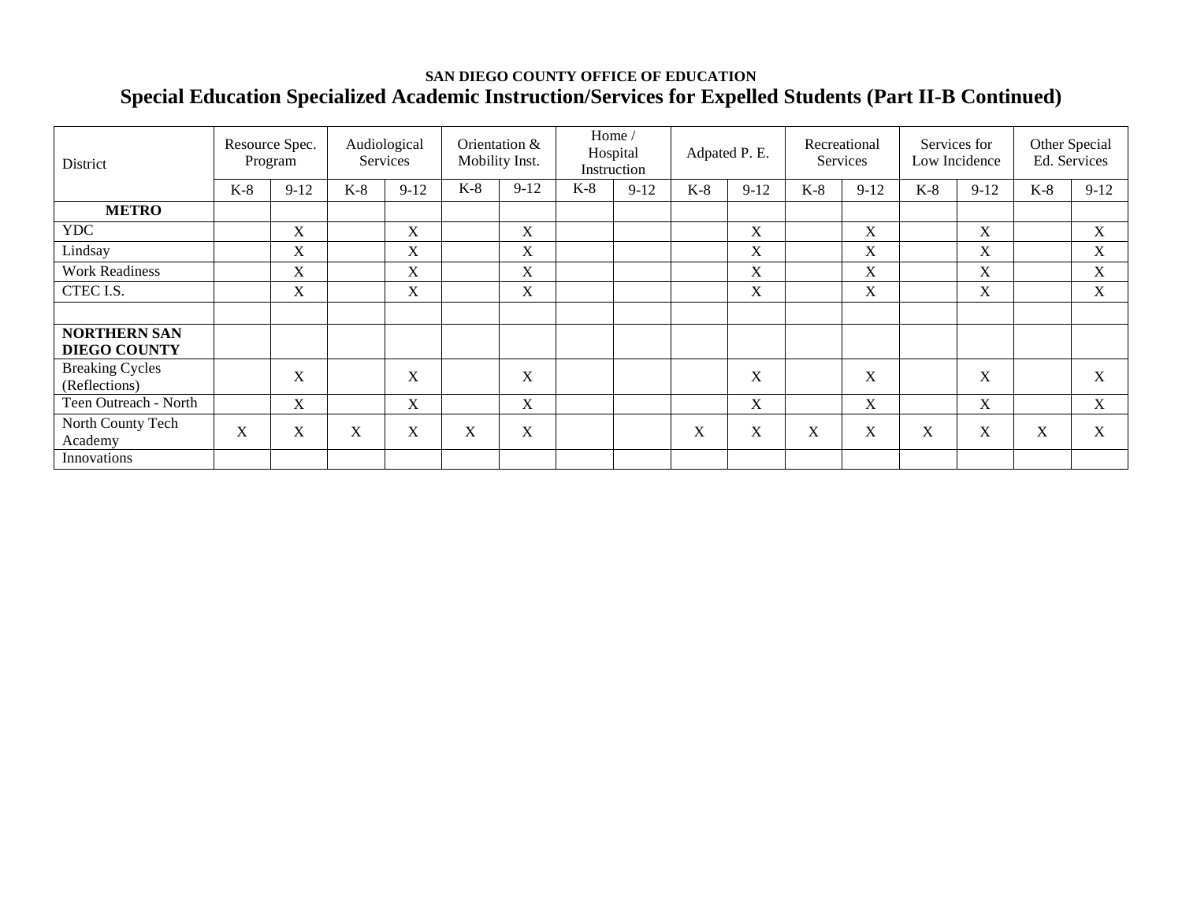**SAN DIEGO COUNTY OFFICE OF EDUCATION**

## Special Education Specialized Academic Instruction/Services for Expelled Students (Part II-B Continued)

| District | Resource Spec. Program | | Audiological Services | | Orientation & Mobility Inst. | | Home / Hospital Instruction | | Adpated P. E. | | Recreational Services | | Services for Low Incidence | | Other Special Ed. Services | |
|---|---|---|---|---|---|---|---|---|---|---|---|---|---|---|---|---|
| | K-8 | 9-12 | K-8 | 9-12 | K-8 | 9-12 | K-8 | 9-12 | K-8 | 9-12 | K-8 | 9-12 | K-8 | 9-12 | K-8 | 9-12 |
| **METRO** | | | | | | | | | | | | | | | | |
| YDC | | X | | X | | X | | | | X | | X | | X | | X |
| Lindsay | | X | | X | | X | | | | X | | X | | X | | X |
| Work Readiness | | X | | X | | X | | | | X | | X | | X | | X |
| CTEC I.S. | | X | | X | | X | | | | X | | X | | X | | X |
| | | | | | | | | | | | | | | | | |
| **NORTHERN SAN DIEGO COUNTY** | | | | | | | | | | | | | | | | |
| Breaking Cycles (Reflections) | | X | | X | | X | | | | X | | X | | X | | X |
| Teen Outreach - North | | X | | X | | X | | | | X | | X | | X | | X |
| North County Tech Academy | X | X | X | X | X | X | | | X | X | X | X | X | X | X | X |
| Innovations | | | | | | | | | | | | | | | | |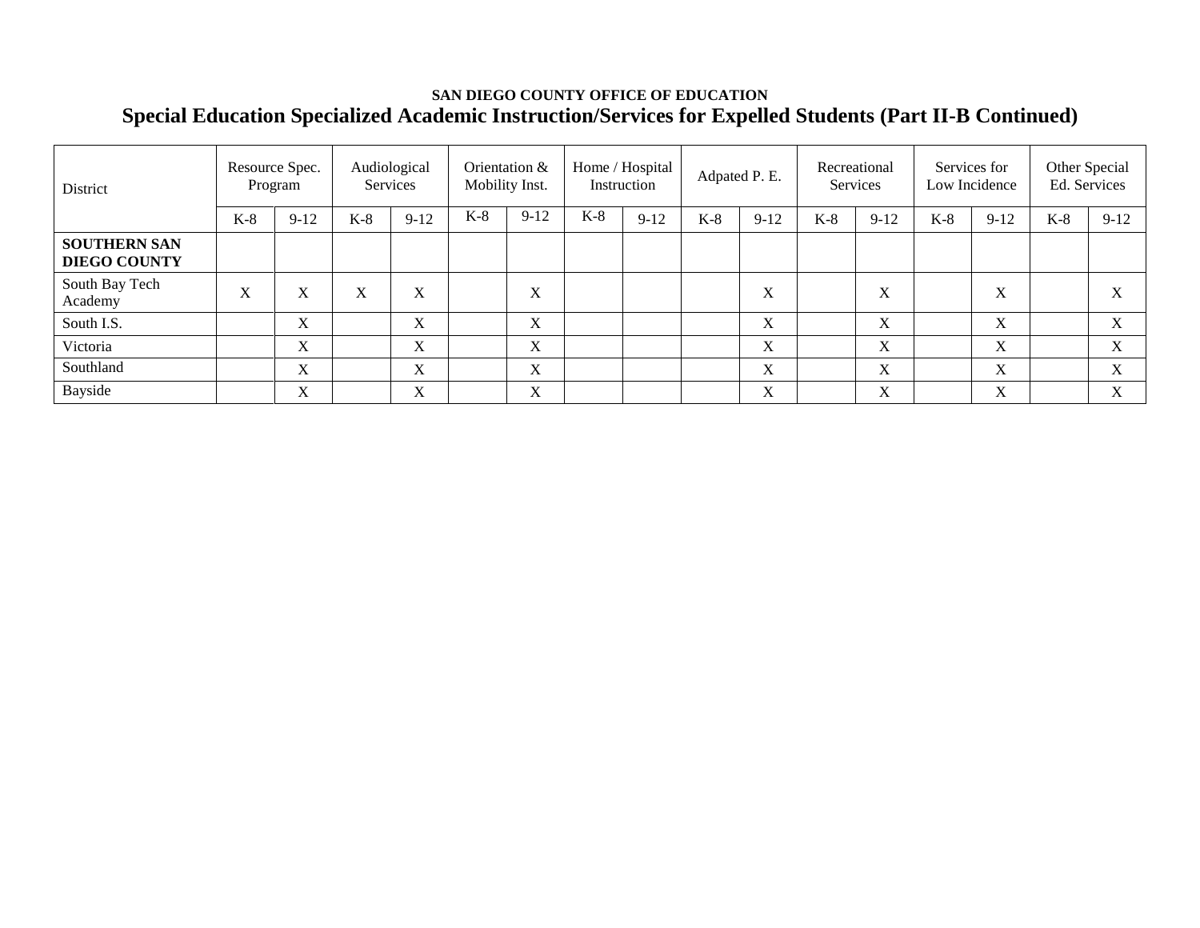SAN DIEGO COUNTY OFFICE OF EDUCATION

## Special Education Specialized Academic Instruction/Services for Expelled Students (Part II-B Continued)

| District | Resource Spec. Program | | Audiological Services | | Orientation & Mobility Inst. | | Home / Hospital Instruction | | Adpated P. E. | | Recreational Services | | Services for Low Incidence | | Other Special Ed. Services | |
|---|---|---|---|---|---|---|---|---|---|---|---|---|---|---|---|---|
| | K-8 | 9-12 | K-8 | 9-12 | K-8 | 9-12 | K-8 | 9-12 | K-8 | 9-12 | K-8 | 9-12 | K-8 | 9-12 | K-8 | 9-12 |
| **SOUTHERN SAN DIEGO COUNTY** | | | | | | | | | | | | | | | | |
| South Bay Tech Academy | X | X | X | X | | X | | | | X | | X | | X | | X |
| South I.S. | | X | | X | | X | | | | X | | X | | X | | X |
| Victoria | | X | | X | | X | | | | X | | X | | X | | X |
| Southland | | X | | X | | X | | | | X | | X | | X | | X |
| Bayside | | X | | X | | X | | | | X | | X | | X | | X |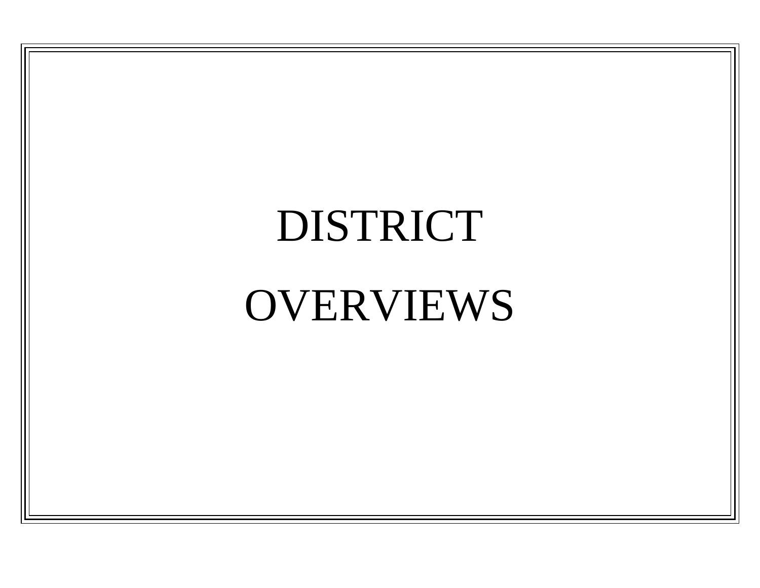# DISTRICT OVERVIEWS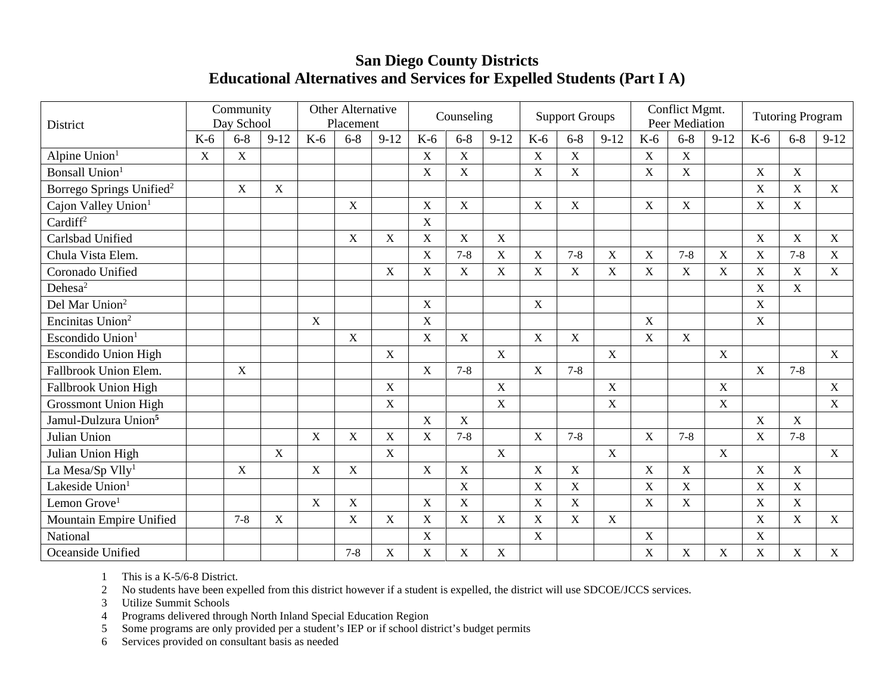# San Diego County Districts
## Educational Alternatives and Services for Expelled Students (Part I A)

| District | Community Day School | | | Other Alternative Placement | | | Counseling | | | Support Groups | | | Conflict Mgmt. Peer Mediation | | | Tutoring Program | | |
|---|---|---|---|---|---|---|---|---|---|---|---|---|---|---|---|---|---|---|
| | K-6 | 6-8 | 9-12 | K-6 | 6-8 | 9-12 | K-6 | 6-8 | 9-12 | K-6 | 6-8 | 9-12 | K-6 | 6-8 | 9-12 | K-6 | 6-8 | 9-12 |
| Alpine Union[1] | X | X | | | | | X | X | | X | X | | X | X | | | | |
| Bonsall Union[1] | | | | | | | X | X | | X | X | | X | X | | X | X | |
| Borrego Springs Unified[2] | | X | X | | | | | | | | | | | | | X | X | X |
| Cajon Valley Union[1] | | | | | X | | X | X | | X | X | | X | X | | X | X | |
| Cardiff[2] | | | | | | | X | | | | | | | | | | | |
| Carlsbad Unified | | | | | X | X | X | X | X | | | | | | | X | X | X |
| Chula Vista Elem. | | | | | | | X | 7-8 | X | X | 7-8 | X | X | 7-8 | X | X | 7-8 | X |
| Coronado Unified | | | | | | X | X | X | X | X | X | X | X | X | X | X | X | X |
| Dehesa[2] | | | | | | | | | | | | | | | | X | X | |
| Del Mar Union[2] | | | | | | | X | | | X | | | | | | X | | |
| Encinitas Union[2] | | | | X | | | X | | | | | | X | | | X | | |
| Escondido Union[1] | | | | | X | | X | X | | X | X | | X | X | | | | |
| Escondido Union High | | | | | | X | | | X | | | X | | | X | | | X |
| Fallbrook Union Elem. | | X | | | | | X | 7-8 | | X | 7-8 | | | | | X | 7-8 | |
| Fallbrook Union High | | | | | | X | | | X | | | X | | | X | | | X |
| Grossmont Union High | | | | | | X | | | X | | | X | | | X | | | X |
| Jamul-Dulzura Union[5] | | | | | | | X | X | | | | | | | | X | X | |
| Julian Union | | | | X | X | X | X | 7-8 | | X | 7-8 | | X | 7-8 | | X | 7-8 | |
| Julian Union High | | | X | | | X | | | X | | | X | | | X | | | X |
| La Mesa/Sp Vlly[1] | | X | | X | X | | X | X | | X | X | | X | X | | X | X | |
| Lakeside Union[1] | | | | | | | | X | | X | X | | X | X | | X | X | |
| Lemon Grove[1] | | | | X | X | | X | X | | X | X | | X | X | | X | X | |
| Mountain Empire Unified | | 7-8 | X | | X | X | X | X | X | X | X | X | | | | X | X | X |
| National | | | | | | | X | | | X | | | X | | | X | | |
| Oceanside Unified | | | | | 7-8 | X | X | X | X | | | | X | X | X | X | X | X |

1 This is a K-5/6-8 District.
2 No students have been expelled from this district however if a student is expelled, the district will use SDCOE/JCCS services.
3 Utilize Summit Schools
4 Programs delivered through North Inland Special Education Region
5 Some programs are only provided per a student's IEP or if school district's budget permits
6 Services provided on consultant basis as needed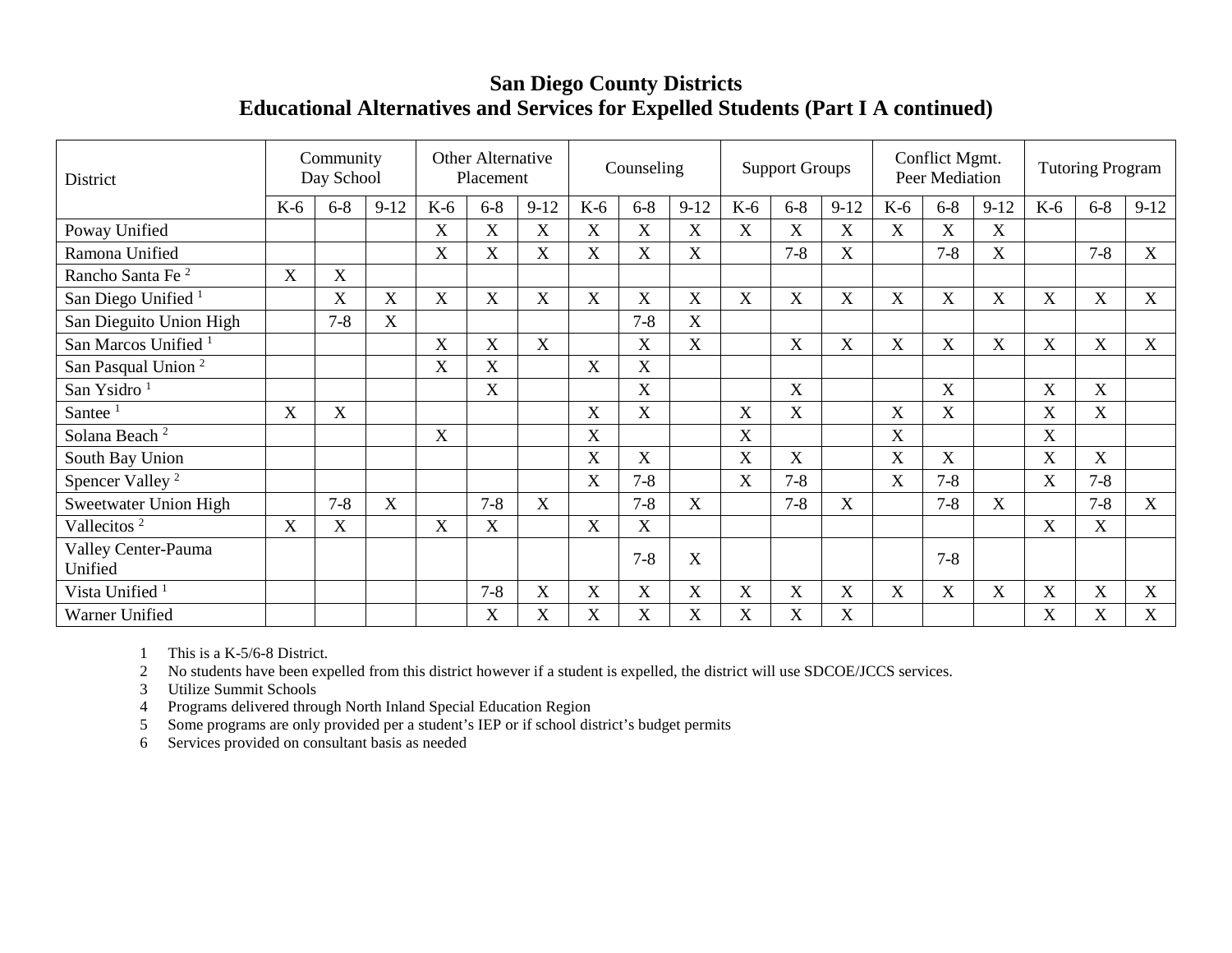# San Diego County Districts
## Educational Alternatives and Services for Expelled Students (Part I A continued)

| District | Community Day School | | | Other Alternative Placement | | | Counseling | | | Support Groups | | | Conflict Mgmt. Peer Mediation | | | Tutoring Program | | |
|---|---|---|---|---|---|---|---|---|---|---|---|---|---|---|---|---|---|---|
| | K-6 | 6-8 | 9-12 | K-6 | 6-8 | 9-12 | K-6 | 6-8 | 9-12 | K-6 | 6-8 | 9-12 | K-6 | 6-8 | 9-12 | K-6 | 6-8 | 9-12 |
| Poway Unified | | | | X | X | X | X | X | X | X | X | X | X | X | X | | | |
| Ramona Unified | | | | X | X | X | X | X | X | | 7-8 | X | | 7-8 | X | | 7-8 | X |
| Rancho Santa Fe [2] | X | X | | | | | | | | | | | | | | | | |
| San Diego Unified [1] | | X | X | X | X | X | X | X | X | X | X | X | X | X | X | X | X | X |
| San Dieguito Union High | | 7-8 | X | | | | | 7-8 | X | | | | | | | | | |
| San Marcos Unified [1] | | | | X | X | X | | X | X | | X | X | X | X | X | X | X | X |
| San Pasqual Union [2] | | | | X | X | | X | X | | | | | | | | | | |
| San Ysidro [1] | | | | | X | | | X | | | X | | | X | | X | X | |
| Santee [1] | X | X | | | | | X | X | | X | X | | X | X | | X | X | |
| Solana Beach [2] | | | | X | | | X | | | X | | | X | | | X | | |
| South Bay Union | | | | | | | X | X | | X | X | | X | X | | X | X | |
| Spencer Valley [2] | | | | | | | X | 7-8 | | X | 7-8 | | X | 7-8 | | X | 7-8 | |
| Sweetwater Union High | | 7-8 | X | | 7-8 | X | | 7-8 | X | | 7-8 | X | | 7-8 | X | | 7-8 | X |
| Vallecitos [2] | X | X | | X | X | | X | X | | | | | | | | X | X | |
| Valley Center-Pauma Unified | | | | | | | | 7-8 | X | | | | | 7-8 | | | | |
| Vista Unified [1] | | | | | 7-8 | X | X | X | X | X | X | X | X | X | X | X | X | X |
| Warner Unified | | | | | X | X | X | X | X | X | X | X | | | | X | X | X |

1 This is a K-5/6-8 District.
2 No students have been expelled from this district however if a student is expelled, the district will use SDCOE/JCCS services.
3 Utilize Summit Schools
4 Programs delivered through North Inland Special Education Region
5 Some programs are only provided per a student's IEP or if school district's budget permits
6 Services provided on consultant basis as needed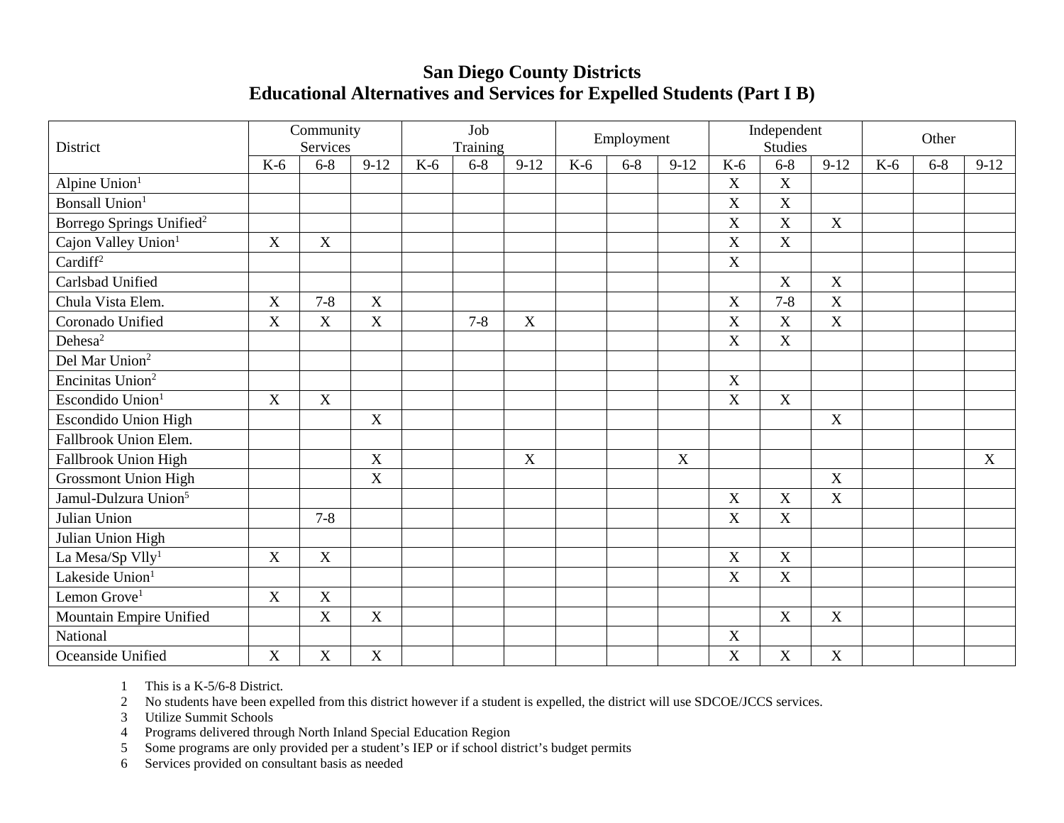# San Diego County Districts
## Educational Alternatives and Services for Expelled Students (Part I B)

| District | Community Services | | | Job Training | | | Employment | | | Independent Studies | | | Other | | |
|---|---|---|---|---|---|---|---|---|---|---|---|---|---|---|---|
| | K-6 | 6-8 | 9-12 | K-6 | 6-8 | 9-12 | K-6 | 6-8 | 9-12 | K-6 | 6-8 | 9-12 | K-6 | 6-8 | 9-12 |
| Alpine Union[1] | | | | | | | | | | X | X | | | | |
| Bonsall Union[1] | | | | | | | | | | X | X | | | | |
| Borrego Springs Unified[2] | | | | | | | | | | X | X | X | | | |
| Cajon Valley Union[1] | X | X | | | | | | | | X | X | | | | |
| Cardiff[2] | | | | | | | | | | X | | | | | |
| Carlsbad Unified | | | | | | | | | | | X | X | | | |
| Chula Vista Elem. | X | 7-8 | X | | | | | | | X | 7-8 | X | | | |
| Coronado Unified | X | X | X | | 7-8 | X | | | | X | X | X | | | |
| Dehesa[2] | | | | | | | | | | X | X | | | | |
| Del Mar Union[2] | | | | | | | | | | | | | | | |
| Encinitas Union[2] | | | | | | | | | | X | | | | | |
| Escondido Union[1] | X | X | | | | | | | | X | X | | | | |
| Escondido Union High | | | X | | | | | | | | | X | | | |
| Fallbrook Union Elem. | | | | | | | | | | | | | | | |
| Fallbrook Union High | | | X | | | X | | | X | | | | | | X |
| Grossmont Union High | | | X | | | | | | | | | X | | | |
| Jamul-Dulzura Union[5] | | | | | | | | | | X | X | X | | | |
| Julian Union | | 7-8 | | | | | | | | X | X | | | | |
| Julian Union High | | | | | | | | | | | | | | | |
| La Mesa/Sp Vlly[1] | X | X | | | | | | | | X | X | | | | |
| Lakeside Union[1] | | | | | | | | | | X | X | | | | |
| Lemon Grove[1] | X | X | | | | | | | | | | | | | |
| Mountain Empire Unified | | X | X | | | | | | | | X | X | | | |
| National | | | | | | | | | | X | | | | | |
| Oceanside Unified | X | X | X | | | | | | | X | X | X | | | |

1 This is a K-5/6-8 District.
2 No students have been expelled from this district however if a student is expelled, the district will use SDCOE/JCCS services.
3 Utilize Summit Schools
4 Programs delivered through North Inland Special Education Region
5 Some programs are only provided per a student's IEP or if school district's budget permits
6 Services provided on consultant basis as needed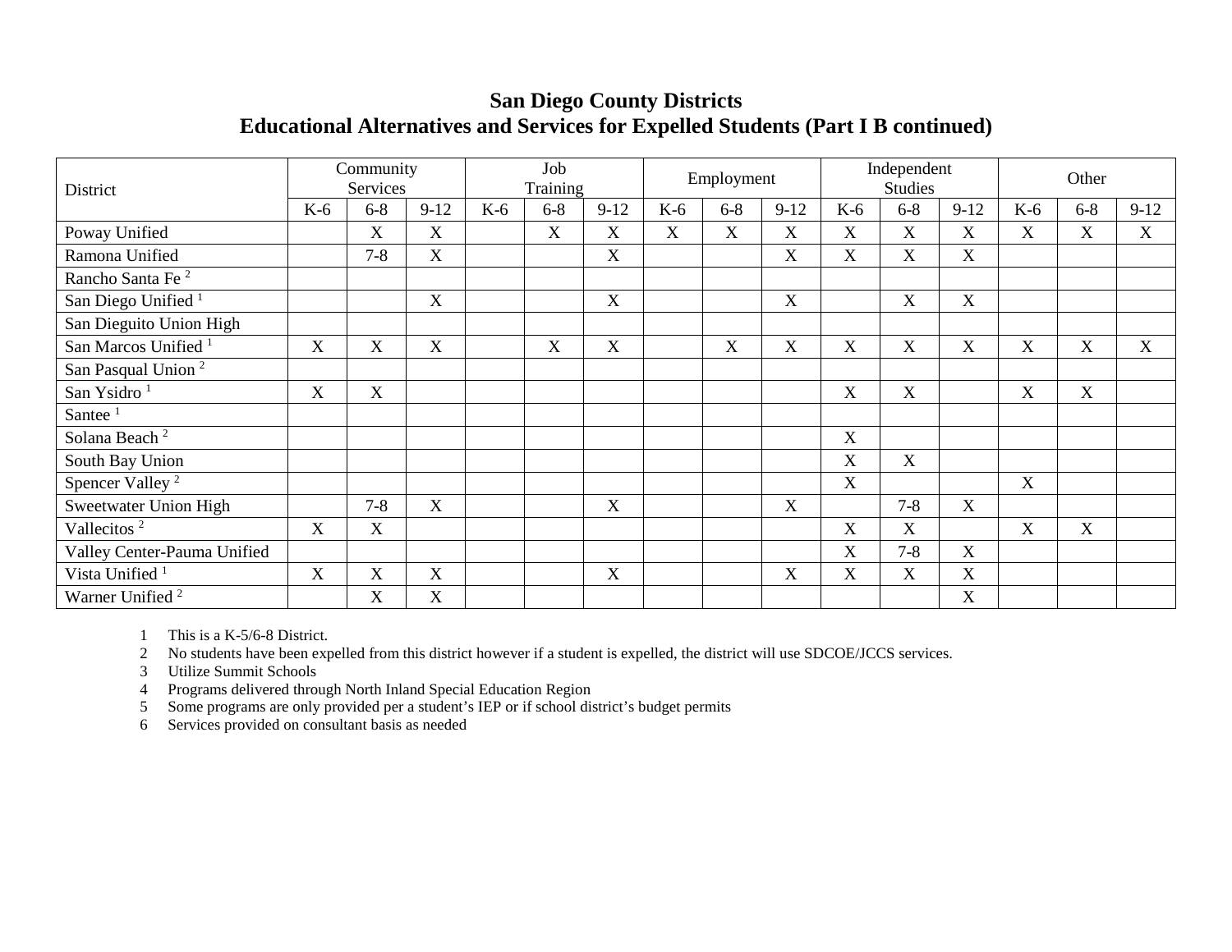# San Diego County Districts
## Educational Alternatives and Services for Expelled Students (Part I B continued)

| District | Community Services | | | Job Training | | | Employment | | | Independent Studies | | | Other | | |
|---|---|---|---|---|---|---|---|---|---|---|---|---|---|---|---|
| | K-6 | 6-8 | 9-12 | K-6 | 6-8 | 9-12 | K-6 | 6-8 | 9-12 | K-6 | 6-8 | 9-12 | K-6 | 6-8 | 9-12 |
| Poway Unified | | X | X | | X | X | X | X | X | X | X | X | X | X | X |
| Ramona Unified | | 7-8 | X | | | X | | | X | X | X | X | | | |
| Rancho Santa Fe [2] | | | | | | | | | | | | | | | |
| San Diego Unified [1] | | | X | | | X | | | X | | X | X | | | |
| San Dieguito Union High | | | | | | | | | | | | | | | |
| San Marcos Unified [1] | X | X | X | | X | X | | X | X | X | X | X | X | X | X |
| San Pasqual Union [2] | | | | | | | | | | | | | | | |
| San Ysidro [1] | X | X | | | | | | | | X | X | | X | X | |
| Santee [1] | | | | | | | | | | | | | | | |
| Solana Beach [2] | | | | | | | | | | X | | | | | |
| South Bay Union | | | | | | | | | | X | X | | | | |
| Spencer Valley [2] | | | | | | | | | | X | | | X | | |
| Sweetwater Union High | | 7-8 | X | | | X | | | X | | 7-8 | X | | | |
| Vallecitos [2] | X | X | | | | | | | | X | X | | X | X | |
| Valley Center-Pauma Unified | | | | | | | | | | X | 7-8 | X | | | |
| Vista Unified [1] | X | X | X | | | X | | | X | X | X | X | | | |
| Warner Unified [2] | | X | X | | | | | | | | | X | | | |

1. This is a K-5/6-8 District.
2. No students have been expelled from this district however if a student is expelled, the district will use SDCOE/JCCS services.
3. Utilize Summit Schools
4. Programs delivered through North Inland Special Education Region
5. Some programs are only provided per a student's IEP or if school district's budget permits
6. Services provided on consultant basis as needed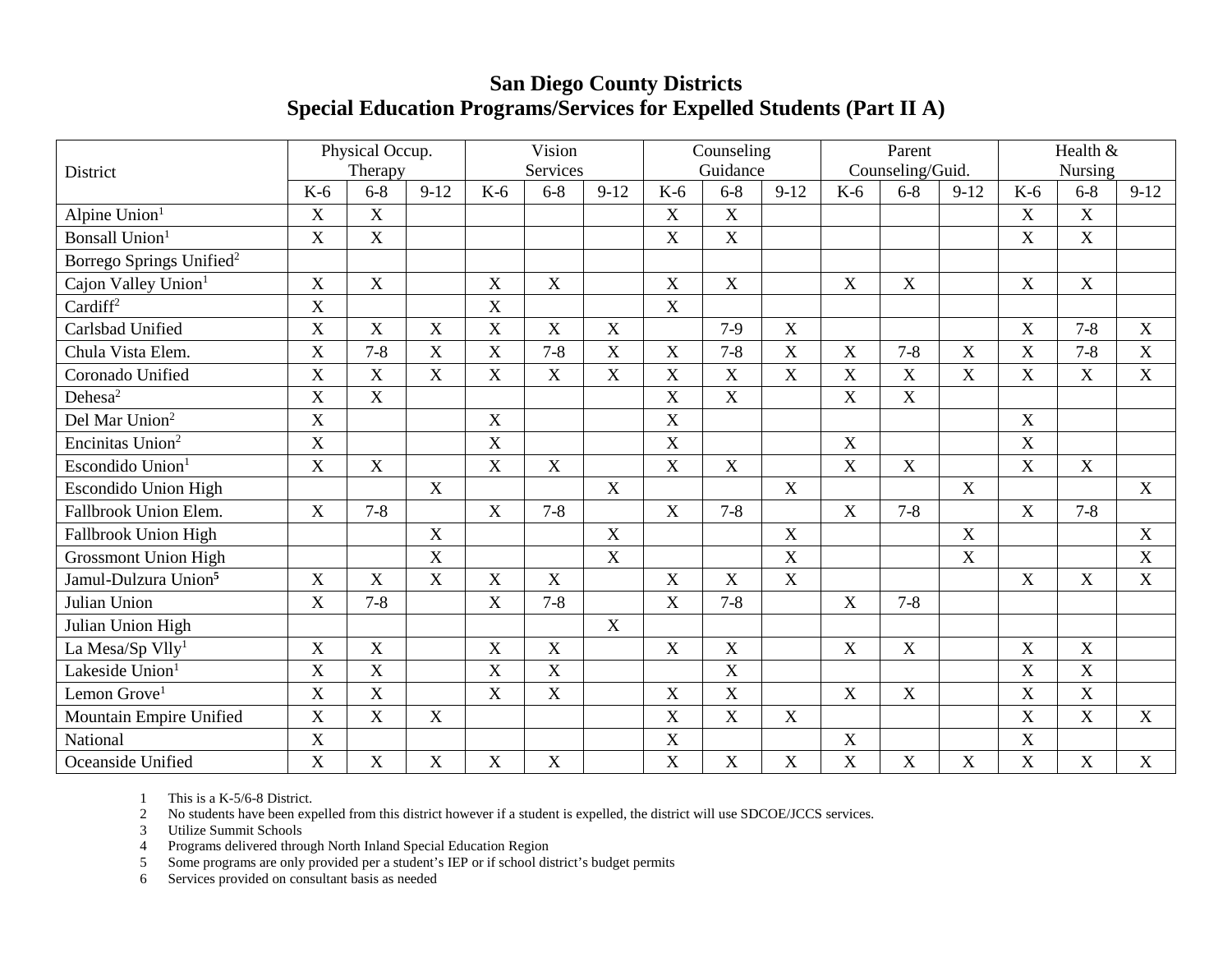# San Diego County Districts
## Special Education Programs/Services for Expelled Students (Part II A)

| District | Physical Occup. Therapy | | | Vision Services | | | Counseling Guidance | | | Parent Counseling/Guid. | | | Health & Nursing | | |
|---|---|---|---|---|---|---|---|---|---|---|---|---|---|---|---|
| | K-6 | 6-8 | 9-12 | K-6 | 6-8 | 9-12 | K-6 | 6-8 | 9-12 | K-6 | 6-8 | 9-12 | K-6 | 6-8 | 9-12 |
| Alpine Union[1] | X | X | | | | | X | X | | | | | X | X | |
| Bonsall Union[1] | X | X | | | | | X | X | | | | | X | X | |
| Borrego Springs Unified[2] | | | | | | | | | | | | | | | |
| Cajon Valley Union[1] | X | X | | X | X | | X | X | | X | X | | X | X | |
| Cardiff[2] | X | | | X | | | X | | | | | | | | |
| Carlsbad Unified | X | X | X | X | X | X | | 7-9 | X | | | | X | 7-8 | X |
| Chula Vista Elem. | X | 7-8 | X | X | 7-8 | X | X | 7-8 | X | X | 7-8 | X | X | 7-8 | X |
| Coronado Unified | X | X | X | X | X | X | X | X | X | X | X | X | X | X | X |
| Dehesa[2] | X | X | | | | | X | X | | X | X | | | | |
| Del Mar Union[2] | X | | | X | | | X | | | | | | X | | |
| Encinitas Union[2] | X | | | X | | | X | | | X | | | X | | |
| Escondido Union[1] | X | X | | X | X | | X | X | | X | X | | X | X | |
| Escondido Union High | | | X | | | X | | | X | | | X | | | X |
| Fallbrook Union Elem. | X | 7-8 | | X | 7-8 | | X | 7-8 | | X | 7-8 | | X | 7-8 | |
| Fallbrook Union High | | | X | | | X | | | X | | | X | | | X |
| Grossmont Union High | | | X | | | X | | | X | | | X | | | X |
| Jamul-Dulzura Union[5] | X | X | X | X | X | | X | X | X | | | | X | X | X |
| Julian Union | X | 7-8 | | X | 7-8 | | X | 7-8 | | X | 7-8 | | | | |
| Julian Union High | | | | | | X | | | | | | | | | |
| La Mesa/Sp Vlly[1] | X | X | | X | X | | X | X | | X | X | | X | X | |
| Lakeside Union[1] | X | X | | X | X | | | X | | | | | X | X | |
| Lemon Grove[1] | X | X | | X | X | | X | X | | X | X | | X | X | |
| Mountain Empire Unified | X | X | X | | | | X | X | X | | | | X | X | X |
| National | X | | | | | | X | | | X | | | X | | |
| Oceanside Unified | X | X | X | X | X | | X | X | X | X | X | X | X | X | X |

1 This is a K-5/6-8 District.
2 No students have been expelled from this district however if a student is expelled, the district will use SDCOE/JCCS services.
3 Utilize Summit Schools
4 Programs delivered through North Inland Special Education Region
5 Some programs are only provided per a student's IEP or if school district's budget permits
6 Services provided on consultant basis as needed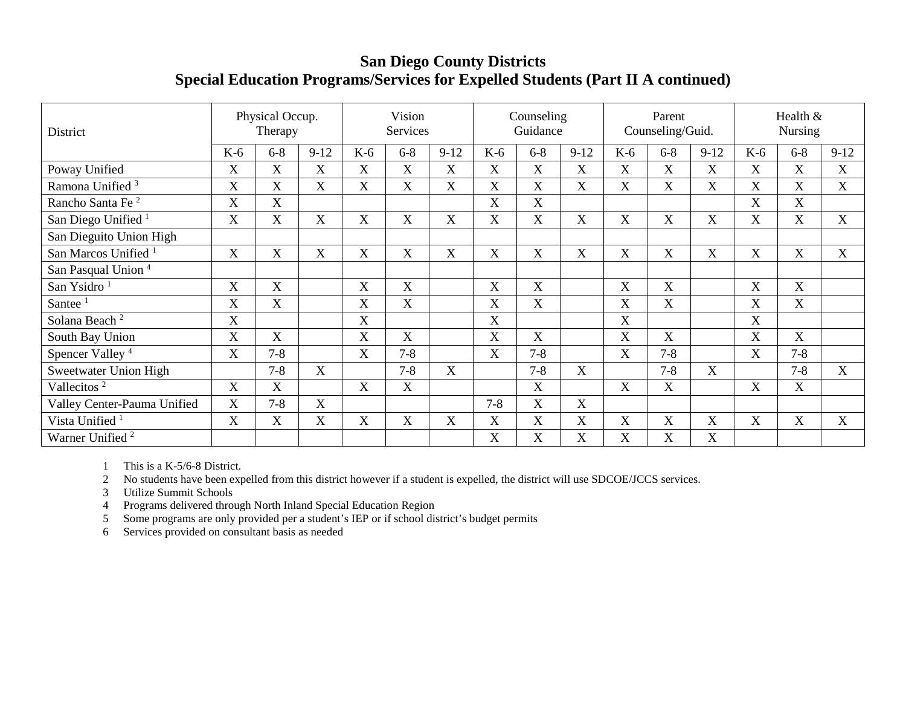# San Diego County Districts
## Special Education Programs/Services for Expelled Students (Part II A continued)

| District | Physical Occup. Therapy | | | Vision Services | | | Counseling Guidance | | | Parent Counseling/Guid. | | | Health & Nursing | | |
|---|---|---|---|---|---|---|---|---|---|---|---|---|---|---|---|
| | K-6 | 6-8 | 9-12 | K-6 | 6-8 | 9-12 | K-6 | 6-8 | 9-12 | K-6 | 6-8 | 9-12 | K-6 | 6-8 | 9-12 |
| Poway Unified | X | X | X | X | X | X | X | X | X | X | X | X | X | X | X |
| Ramona Unified [3] | X | X | X | X | X | X | X | X | X | X | X | X | X | X | X |
| Rancho Santa Fe [2] | X | X | | | | | X | X | | | | | X | X | |
| San Diego Unified [1] | X | X | X | X | X | X | X | X | X | X | X | X | X | X | X |
| San Dieguito Union High | | | | | | | | | | | | | | | |
| San Marcos Unified [1] | X | X | X | X | X | X | X | X | X | X | X | X | X | X | X |
| San Pasqual Union [4] | | | | | | | | | | | | | | | |
| San Ysidro [1] | X | X | | X | X | | X | X | | X | X | | X | X | |
| Santee [1] | X | X | | X | X | | X | X | | X | X | | X | X | |
| Solana Beach [2] | X | | | X | | | X | | | X | | | X | | |
| South Bay Union | X | X | | X | X | | X | X | | X | X | | X | X | |
| Spencer Valley [4] | X | 7-8 | | X | 7-8 | | X | 7-8 | | X | 7-8 | | X | 7-8 | |
| Sweetwater Union High | | 7-8 | X | | 7-8 | X | | 7-8 | X | | 7-8 | X | | 7-8 | X |
| Vallecitos [2] | X | X | | X | X | | | X | | X | X | | X | X | |
| Valley Center-Pauma Unified | X | 7-8 | X | | | | 7-8 | X | X | | | | | | |
| Vista Unified [1] | X | X | X | X | X | X | X | X | X | X | X | X | X | X | X |
| Warner Unified [2] | | | | | | | X | X | X | X | X | X | | | |

1 This is a K-5/6-8 District.
2 No students have been expelled from this district however if a student is expelled, the district will use SDCOE/JCCS services.
3 Utilize Summit Schools
4 Programs delivered through North Inland Special Education Region
5 Some programs are only provided per a student's IEP or if school district's budget permits
6 Services provided on consultant basis as needed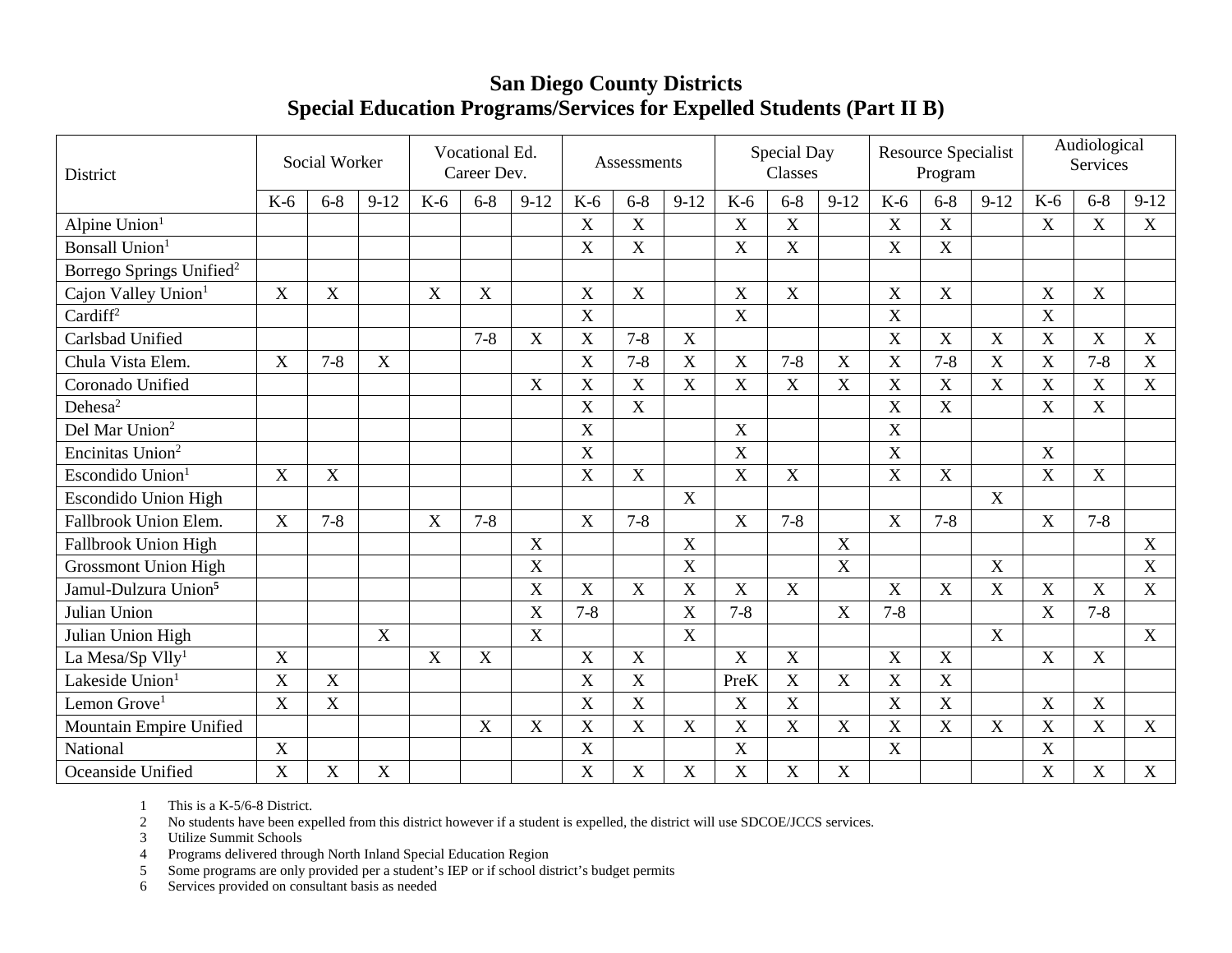# San Diego County Districts
## Special Education Programs/Services for Expelled Students (Part II B)

| District | Social Worker | | | Vocational Ed. Career Dev. | | | Assessments | | | Special Day Classes | | | Resource Specialist Program | | | Audiological Services | | |
|---|---|---|---|---|---|---|---|---|---|---|---|---|---|---|---|---|---|---|
| | K-6 | 6-8 | 9-12 | K-6 | 6-8 | 9-12 | K-6 | 6-8 | 9-12 | K-6 | 6-8 | 9-12 | K-6 | 6-8 | 9-12 | K-6 | 6-8 | 9-12 |
| Alpine Union[1] | | | | | | | X | X | | X | X | | X | X | | X | X | X |
| Bonsall Union[1] | | | | | | | X | X | | X | X | | X | X | | | | |
| Borrego Springs Unified[2] | | | | | | | | | | | | | | | | | | |
| Cajon Valley Union[1] | X | X | | X | X | | X | X | | X | X | | X | X | | X | X | |
| Cardiff[2] | | | | | | | X | | | X | | | X | | | X | | |
| Carlsbad Unified | | | | | 7-8 | X | X | 7-8 | X | | | | X | X | X | X | X | X |
| Chula Vista Elem. | X | 7-8 | X | | | | X | 7-8 | X | X | 7-8 | X | X | 7-8 | X | X | 7-8 | X |
| Coronado Unified | | | | | | X | X | X | X | X | X | X | X | X | X | X | X | X |
| Dehesa[2] | | | | | | | X | X | | | | | X | X | | X | X | |
| Del Mar Union[2] | | | | | | | X | | | X | | | X | | | | | |
| Encinitas Union[2] | | | | | | | X | | | X | | | X | | | X | | |
| Escondido Union[1] | X | X | | | | | X | X | | X | X | | X | X | | X | X | |
| Escondido Union High | | | | | | | | | X | | | | | | X | | | |
| Fallbrook Union Elem. | X | 7-8 | | X | 7-8 | | X | 7-8 | | X | 7-8 | | X | 7-8 | | X | 7-8 | |
| Fallbrook Union High | | | | | | X | | | X | | | X | | | | | | X |
| Grossmont Union High | | | | | | X | | | X | | | X | | | X | | | X |
| Jamul-Dulzura Union[5] | | | | | | X | X | X | X | X | X | | X | X | X | X | X | X |
| Julian Union | | | | | | X | 7-8 | | X | 7-8 | | X | 7-8 | | | X | 7-8 | |
| Julian Union High | | | X | | | X | | | X | | | | | | X | | | X |
| La Mesa/Sp Vlly[1] | X | | | X | X | | X | X | | X | X | | X | X | | X | X | |
| Lakeside Union[1] | X | X | | | | | X | X | | PreK | X | X | X | X | | | | |
| Lemon Grove[1] | X | X | | | | | X | X | | X | X | | X | X | | X | X | |
| Mountain Empire Unified | | | | | X | X | X | X | X | X | X | X | X | X | X | X | X | X |
| National | X | | | | | | X | | | X | | | X | | | X | | |
| Oceanside Unified | X | X | X | | | | X | X | X | X | X | X | | | | X | X | X |

1 This is a K-5/6-8 District.
2 No students have been expelled from this district however if a student is expelled, the district will use SDCOE/JCCS services.
3 Utilize Summit Schools
4 Programs delivered through North Inland Special Education Region
5 Some programs are only provided per a student's IEP or if school district's budget permits
6 Services provided on consultant basis as needed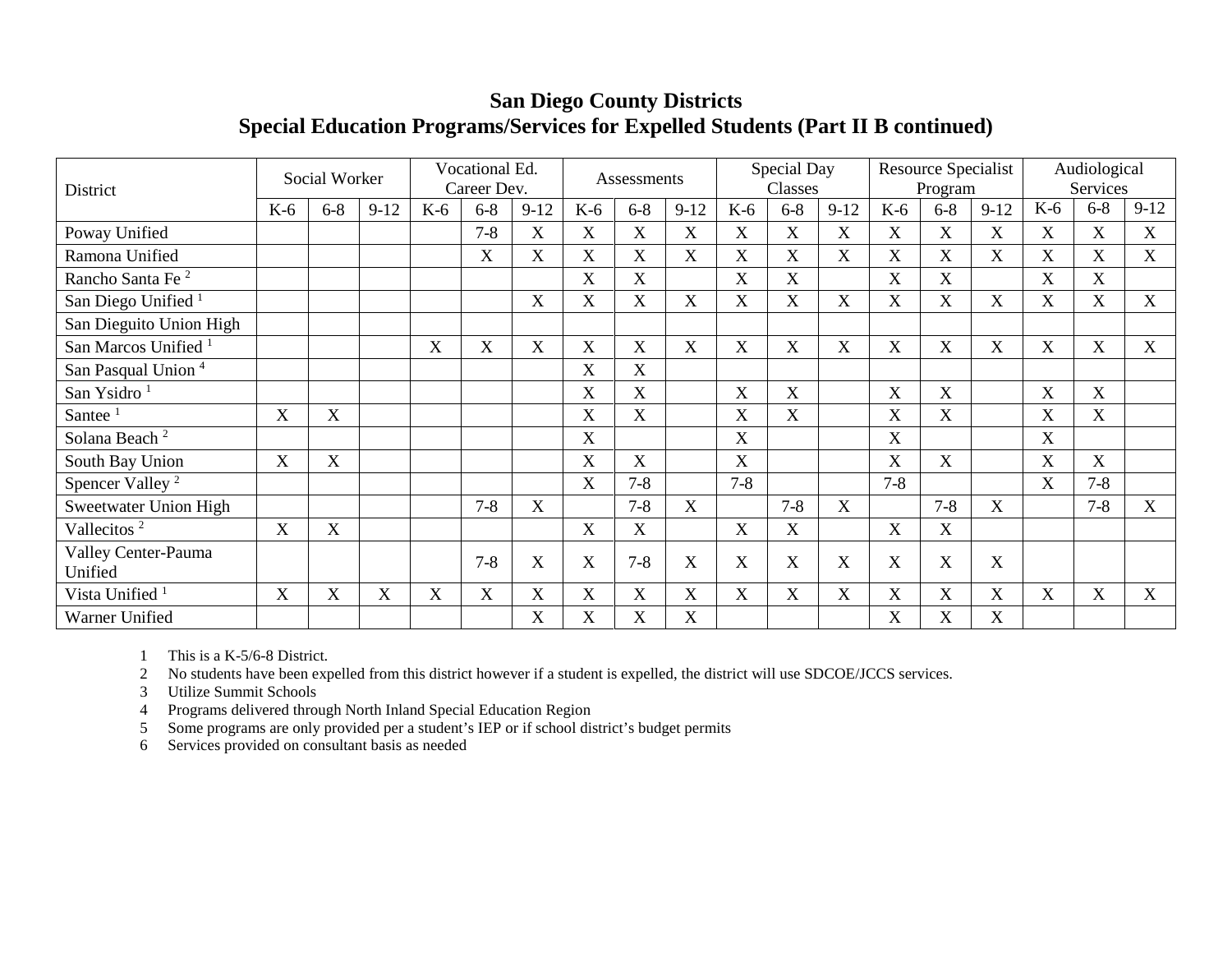## San Diego County Districts
## Special Education Programs/Services for Expelled Students (Part II B continued)

| District | Social Worker | | | Vocational Ed. Career Dev. | | | Assessments | | | Special Day Classes | | | Resource Specialist Program | | | Audiological Services | | |
|---|---|---|---|---|---|---|---|---|---|---|---|---|---|---|---|---|---|---|
| | K-6 | 6-8 | 9-12 | K-6 | 6-8 | 9-12 | K-6 | 6-8 | 9-12 | K-6 | 6-8 | 9-12 | K-6 | 6-8 | 9-12 | K-6 | 6-8 | 9-12 |
| Poway Unified | | | | | 7-8 | X | X | X | X | X | X | X | X | X | X | X | X | X |
| Ramona Unified | | | | | X | X | X | X | X | X | X | X | X | X | X | X | X | X |
| Rancho Santa Fe [2] | | | | | | | X | X | | X | X | | X | X | | X | X | |
| San Diego Unified [1] | | | | | | X | X | X | X | X | X | X | X | X | X | X | X | X |
| San Dieguito Union High | | | | | | | | | | | | | | | | | | |
| San Marcos Unified [1] | | | | X | X | X | X | X | X | X | X | X | X | X | X | X | X | X |
| San Pasqual Union [4] | | | | | | | X | X | | | | | | | | | | |
| San Ysidro [1] | | | | | | | X | X | | X | X | | X | X | | X | X | |
| Santee [1] | X | X | | | | | X | X | | X | X | | X | X | | X | X | |
| Solana Beach [2] | | | | | | | X | | | X | | | X | | | X | | |
| South Bay Union | X | X | | | | | X | X | | X | | | X | X | | X | X | |
| Spencer Valley [2] | | | | | | | X | 7-8 | | 7-8 | | | 7-8 | | | X | 7-8 | |
| Sweetwater Union High | | | | | 7-8 | X | | 7-8 | X | | 7-8 | X | | 7-8 | X | | 7-8 | X |
| Vallecitos [2] | X | X | | | | | X | X | | X | X | | X | X | | | | |
| Valley Center-Pauma Unified | | | | | 7-8 | X | X | 7-8 | X | X | X | X | X | X | X | | | |
| Vista Unified [1] | X | X | X | X | X | X | X | X | X | X | X | X | X | X | X | X | X | X |
| Warner Unified | | | | | | X | X | X | X | | | | X | X | X | | | |

1 This is a K-5/6-8 District.
2 No students have been expelled from this district however if a student is expelled, the district will use SDCOE/JCCS services.
3 Utilize Summit Schools
4 Programs delivered through North Inland Special Education Region
5 Some programs are only provided per a student's IEP or if school district's budget permits
6 Services provided on consultant basis as needed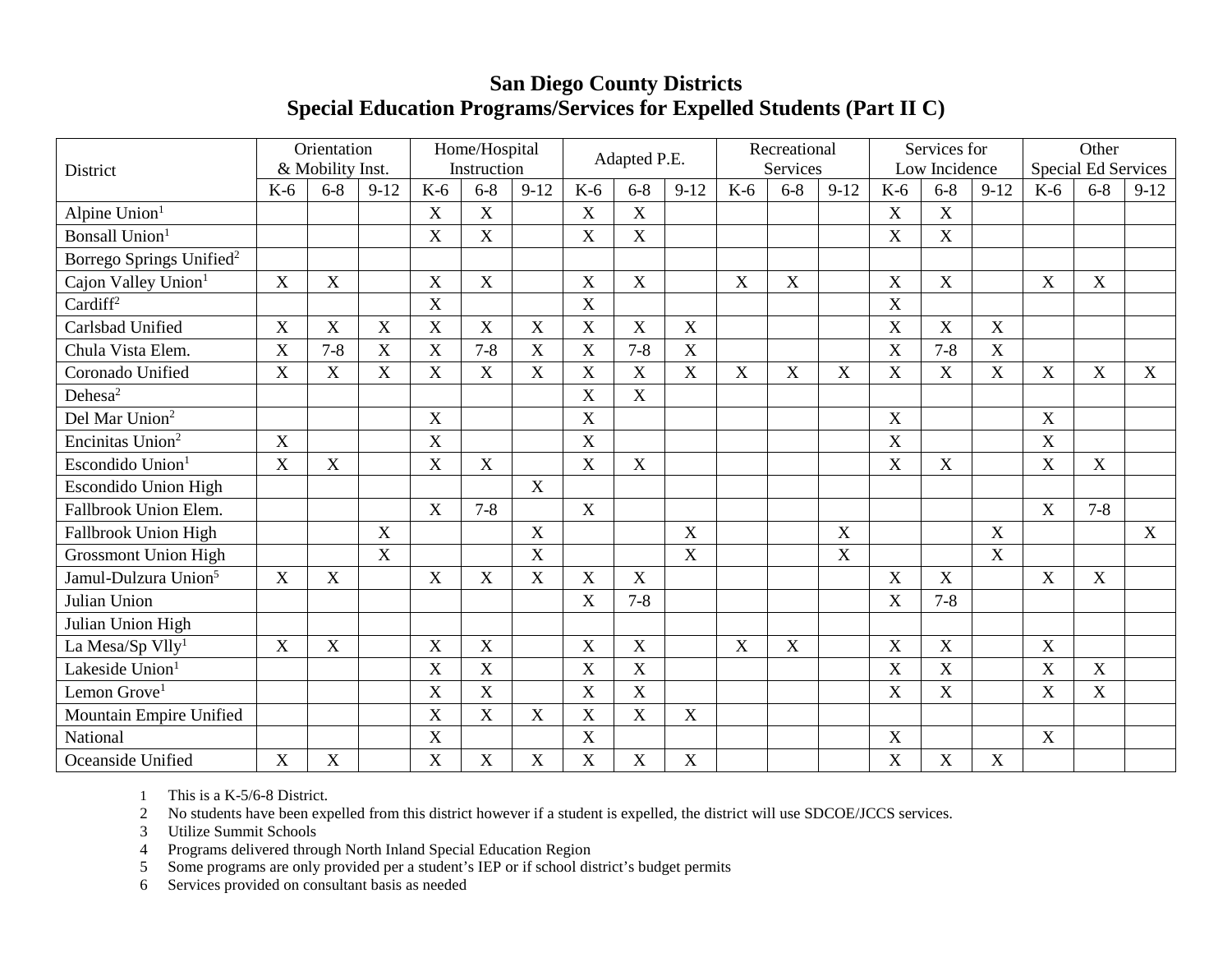## San Diego County Districts
## Special Education Programs/Services for Expelled Students (Part II C)

| District | Orientation & Mobility Inst. | | | Home/Hospital Instruction | | | Adapted P.E. | | | Recreational Services | | | Services for Low Incidence | | | Other Special Ed Services | | |
|---|---|---|---|---|---|---|---|---|---|---|---|---|---|---|---|---|---|---|
| | K-6 | 6-8 | 9-12 | K-6 | 6-8 | 9-12 | K-6 | 6-8 | 9-12 | K-6 | 6-8 | 9-12 | K-6 | 6-8 | 9-12 | K-6 | 6-8 | 9-12 |
| Alpine Union[1] | | | | X | X | | X | X | | | | | X | X | | | | |
| Bonsall Union[1] | | | | X | X | | X | X | | | | | X | X | | | | |
| Borrego Springs Unified[2] | | | | | | | | | | | | | | | | | | |
| Cajon Valley Union[1] | X | X | | X | X | | X | X | | X | X | | X | X | | X | X | |
| Cardiff[2] | | | | X | | | X | | | | | | X | | | | | |
| Carlsbad Unified | X | X | X | X | X | X | X | X | X | | | | X | X | X | | | |
| Chula Vista Elem. | X | 7-8 | X | X | 7-8 | X | X | 7-8 | X | | | | X | 7-8 | X | | | |
| Coronado Unified | X | X | X | X | X | X | X | X | X | X | X | X | X | X | X | X | X | X |
| Dehesa[2] | | | | | | | X | X | | | | | | | | | | |
| Del Mar Union[2] | | | | X | | | X | | | | | | X | | | X | | |
| Encinitas Union[2] | X | | | X | | | X | | | | | | X | | | X | | |
| Escondido Union[1] | X | X | | X | X | | X | X | | | | | X | X | | X | X | |
| Escondido Union High | | | | | | X | | | | | | | | | | | | |
| Fallbrook Union Elem. | | | | X | 7-8 | | X | | | | | | | | | X | 7-8 | |
| Fallbrook Union High | | | X | | | X | | | X | | | X | | | X | | | X |
| Grossmont Union High | | | X | | | X | | | X | | | X | | | X | | | |
| Jamul-Dulzura Union[5] | X | X | | X | X | X | X | X | | | | | X | X | | X | X | |
| Julian Union | | | | | | | X | 7-8 | | | | | X | 7-8 | | | | |
| Julian Union High | | | | | | | | | | | | | | | | | | |
| La Mesa/Sp Vlly[1] | X | X | | X | X | | X | X | | X | X | | X | X | | X | | |
| Lakeside Union[1] | | | | X | X | | X | X | | | | | X | X | | X | X | |
| Lemon Grove[1] | | | | X | X | | X | X | | | | | X | X | | X | X | |
| Mountain Empire Unified | | | | X | X | X | X | X | X | | | | | | | | | |
| National | | | | X | | | X | | | | | | X | | | X | | |
| Oceanside Unified | X | X | | X | X | X | X | X | X | | | | X | X | X | | | |

1 This is a K-5/6-8 District.
2 No students have been expelled from this district however if a student is expelled, the district will use SDCOE/JCCS services.
3 Utilize Summit Schools
4 Programs delivered through North Inland Special Education Region
5 Some programs are only provided per a student's IEP or if school district's budget permits
6 Services provided on consultant basis as needed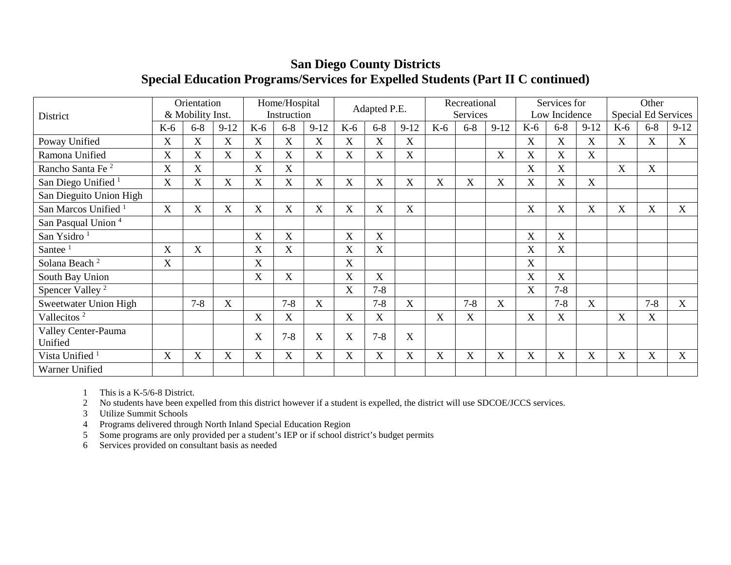# San Diego County Districts
## Special Education Programs/Services for Expelled Students (Part II C continued)

| District | Orientation & Mobility Inst. | | | Home/Hospital Instruction | | | Adapted P.E. | | | Recreational Services | | | Services for Low Incidence | | | Other Special Ed Services | | |
|---|---|---|---|---|---|---|---|---|---|---|---|---|---|---|---|---|---|---|
| | K-6 | 6-8 | 9-12 | K-6 | 6-8 | 9-12 | K-6 | 6-8 | 9-12 | K-6 | 6-8 | 9-12 | K-6 | 6-8 | 9-12 | K-6 | 6-8 | 9-12 |
| Poway Unified | X | X | X | X | X | X | X | X | X | | | | X | X | X | X | X | X |
| Ramona Unified | X | X | X | X | X | X | X | X | X | | | X | X | X | X | | | |
| Rancho Santa Fe [2] | X | X | | X | X | | | | | | | | X | X | | X | X | |
| San Diego Unified [1] | X | X | X | X | X | X | X | X | X | X | X | X | X | X | X | | | |
| San Dieguito Union High | | | | | | | | | | | | | | | | | | |
| San Marcos Unified [1] | X | X | X | X | X | X | X | X | X | | | | X | X | X | X | X | X |
| San Pasqual Union [4] | | | | | | | | | | | | | | | | | | |
| San Ysidro [1] | | | | X | X | | X | X | | | | | X | X | | | | |
| Santee [1] | X | X | | X | X | | X | X | | | | | X | X | | | | |
| Solana Beach [2] | X | | | X | | | X | | | | | | X | | | | | |
| South Bay Union | | | | X | X | | X | X | | | | | X | X | | | | |
| Spencer Valley [2] | | | | | | | X | 7-8 | | | | | X | 7-8 | | | | |
| Sweetwater Union High | | 7-8 | X | | 7-8 | X | | 7-8 | X | | 7-8 | X | | 7-8 | X | | 7-8 | X |
| Vallecitos [2] | | | | X | X | | X | X | | X | X | | X | X | | X | X | |
| Valley Center-Pauma Unified | | | | X | 7-8 | X | X | 7-8 | X | | | | | | | | | |
| Vista Unified [1] | X | X | X | X | X | X | X | X | X | X | X | X | X | X | X | X | X | X |
| Warner Unified | | | | | | | | | | | | | | | | | | |

1 This is a K-5/6-8 District.
2 No students have been expelled from this district however if a student is expelled, the district will use SDCOE/JCCS services.
3 Utilize Summit Schools
4 Programs delivered through North Inland Special Education Region
5 Some programs are only provided per a student's IEP or if school district's budget permits
6 Services provided on consultant basis as needed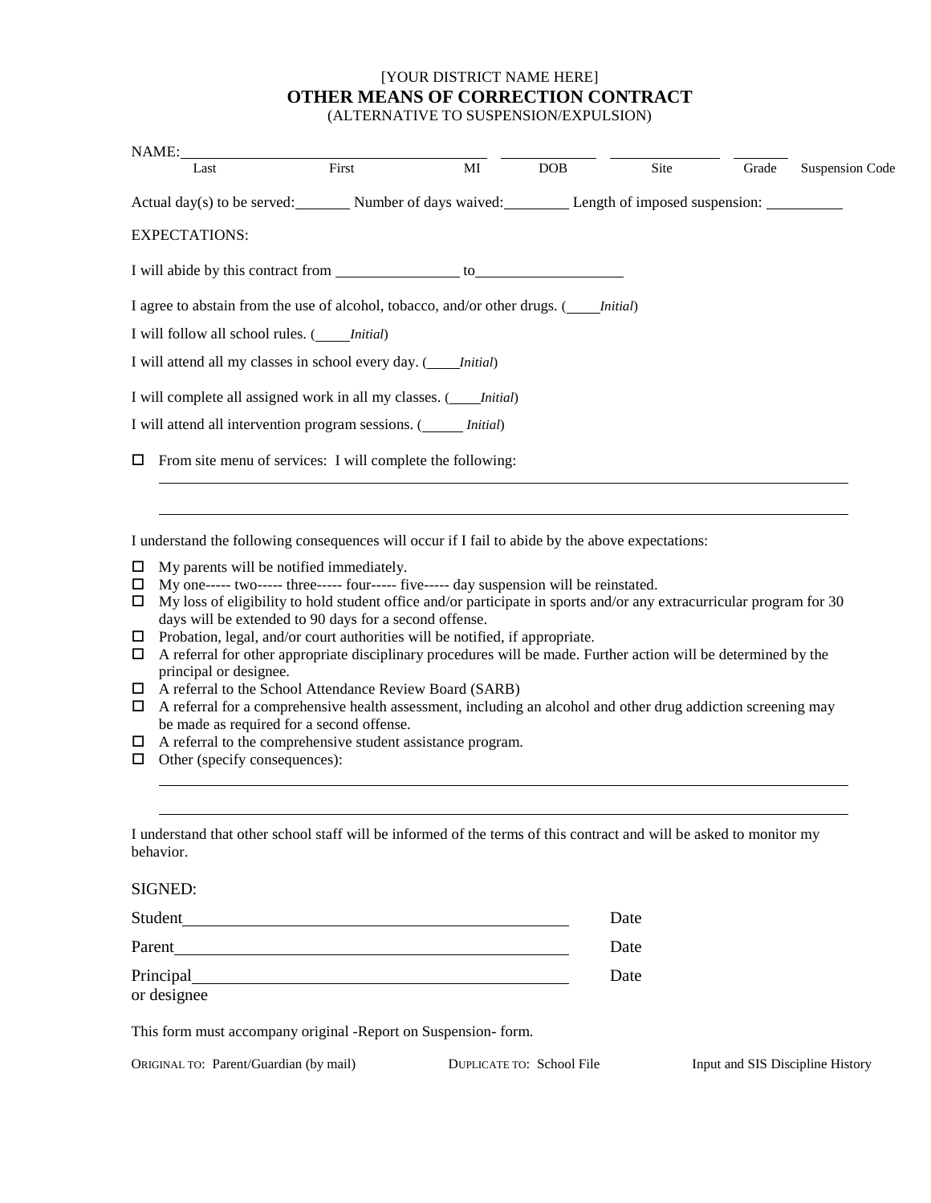[YOUR DISTRICT NAME HERE]

**OTHER MEANS OF CORRECTION CONTRACT**

(ALTERNATIVE TO SUSPENSION/EXPULSION)

NAME:\_\_\_\_\_\_\_\_\_\_\_\_\_\_\_\_\_\_\_\_\_\_\_\_\_\_\_\_\_\_\_\_\_\_\_\_\_\_\_\_ \_\_\_\_\_\_\_\_\_\_\_\_ \_\_\_\_\_\_\_\_\_\_\_\_\_\_ \_\_\_\_\_\_\_

Last First MI DOB Site Grade Suspension Code

Actual day(s) to be served:\_\_\_\_\_\_\_ Number of days waived:\_\_\_\_\_\_\_\_ Length of imposed suspension: \_\_\_\_\_\_\_\_\_\_

EXPECTATIONS:

I will abide by this contract from \_\_\_\_\_\_\_\_\_\_\_\_\_\_\_\_ to\_\_\_\_\_\_\_\_\_\_\_\_\_\_\_\_\_\_\_

I agree to abstain from the use of alcohol, tobacco, and/or other drugs. (\_\_\_\_*Initial*)

I will follow all school rules. (\_\_\_\_*Initial*)

I will attend all my classes in school every day. (\_\_\_\_*Initial*)

I will complete all assigned work in all my classes. (\_\_\_\_*Initial*)

I will attend all intervention program sessions. (\_\_\_\_\_ *Initial*)

☐ From site menu of services: I will complete the following:

\_\_\_\_\_\_\_\_\_\_\_\_\_\_\_\_\_\_\_\_\_\_\_\_\_\_\_\_\_\_\_\_\_\_\_\_\_\_\_\_\_\_\_\_\_\_\_\_\_\_\_\_\_\_\_\_\_\_\_\_\_\_\_\_\_\_\_\_\_\_\_\_\_\_\_\_\_\_\_\_

\_\_\_\_\_\_\_\_\_\_\_\_\_\_\_\_\_\_\_\_\_\_\_\_\_\_\_\_\_\_\_\_\_\_\_\_\_\_\_\_\_\_\_\_\_\_\_\_\_\_\_\_\_\_\_\_\_\_\_\_\_\_\_\_\_\_\_\_\_\_\_\_\_\_\_\_\_\_\_\_

I understand the following consequences will occur if I fail to abide by the above expectations:

- ☐ My parents will be notified immediately.
- ☐ My one----- two----- three----- four----- five----- day suspension will be reinstated.
- ☐ My loss of eligibility to hold student office and/or participate in sports and/or any extracurricular program for 30 days will be extended to 90 days for a second offense.
- ☐ Probation, legal, and/or court authorities will be notified, if appropriate.
- ☐ A referral for other appropriate disciplinary procedures will be made. Further action will be determined by the principal or designee.
- ☐ A referral to the School Attendance Review Board (SARB)
- ☐ A referral for a comprehensive health assessment, including an alcohol and other drug addiction screening may be made as required for a second offense.
- ☐ A referral to the comprehensive student assistance program.
- ☐ Other (specify consequences):

\_\_\_\_\_\_\_\_\_\_\_\_\_\_\_\_\_\_\_\_\_\_\_\_\_\_\_\_\_\_\_\_\_\_\_\_\_\_\_\_\_\_\_\_\_\_\_\_\_\_\_\_\_\_\_\_\_\_\_\_\_\_\_\_\_\_\_\_\_\_\_\_\_\_\_\_\_\_\_\_

\_\_\_\_\_\_\_\_\_\_\_\_\_\_\_\_\_\_\_\_\_\_\_\_\_\_\_\_\_\_\_\_\_\_\_\_\_\_\_\_\_\_\_\_\_\_\_\_\_\_\_\_\_\_\_\_\_\_\_\_\_\_\_\_\_\_\_\_\_\_\_\_\_\_\_\_\_\_\_\_

I understand that other school staff will be informed of the terms of this contract and will be asked to monitor my behavior.

SIGNED:

Student\_\_\_\_\_\_\_\_\_\_\_\_\_\_\_\_\_\_\_\_\_\_\_\_\_\_\_\_\_\_\_\_\_\_\_\_\_\_\_\_\_\_\_\_\_\_ Date

Parent\_\_\_\_\_\_\_\_\_\_\_\_\_\_\_\_\_\_\_\_\_\_\_\_\_\_\_\_\_\_\_\_\_\_\_\_\_\_\_\_\_\_\_\_\_\_\_ Date

Principal\_\_\_\_\_\_\_\_\_\_\_\_\_\_\_\_\_\_\_\_\_\_\_\_\_\_\_\_\_\_\_\_\_\_\_\_\_\_\_\_\_\_\_\_\_ Date
or designee

This form must accompany original -Report on Suspension- form.

ORIGINAL TO: Parent/Guardian (by mail) DUPLICATE TO: School File Input and SIS Discipline History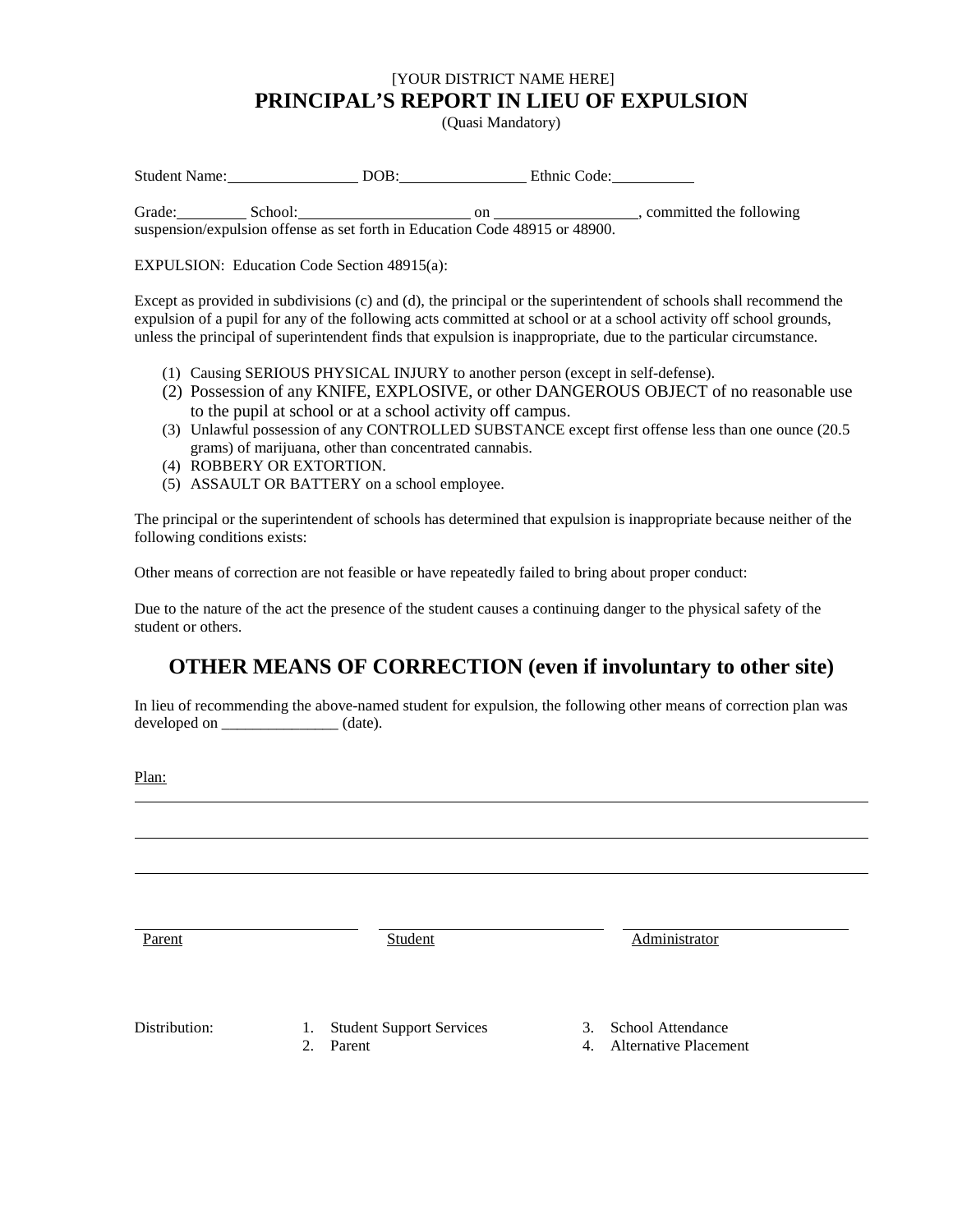[YOUR DISTRICT NAME HERE]

# PRINCIPAL'S REPORT IN LIEU OF EXPULSION

(Quasi Mandatory)

Student Name:________________ DOB:________________ Ethnic Code:__________

Grade:_________ School:______________________ on __________________, committed the following suspension/expulsion offense as set forth in Education Code 48915 or 48900.

EXPULSION: Education Code Section 48915(a):

Except as provided in subdivisions (c) and (d), the principal or the superintendent of schools shall recommend the expulsion of a pupil for any of the following acts committed at school or at a school activity off school grounds, unless the principal of superintendent finds that expulsion is inappropriate, due to the particular circumstance.

(1) Causing SERIOUS PHYSICAL INJURY to another person (except in self-defense).
(2) Possession of any KNIFE, EXPLOSIVE, or other DANGEROUS OBJECT of no reasonable use to the pupil at school or at a school activity off campus.
(3) Unlawful possession of any CONTROLLED SUBSTANCE except first offense less than one ounce (20.5 grams) of marijuana, other than concentrated cannabis.
(4) ROBBERY OR EXTORTION.
(5) ASSAULT OR BATTERY on a school employee.

The principal or the superintendent of schools has determined that expulsion is inappropriate because neither of the following conditions exists:

Other means of correction are not feasible or have repeatedly failed to bring about proper conduct:

Due to the nature of the act the presence of the student causes a continuing danger to the physical safety of the student or others.

## OTHER MEANS OF CORRECTION (even if involuntary to other site)

In lieu of recommending the above-named student for expulsion, the following other means of correction plan was developed on _______________ (date).

Plan:

_______________________________________________________________

_______________________________________________________________

_______________________________________________________________

Parent _______________ Student _______________ Administrator _______________

Distribution:
1. Student Support Services
2. Parent
3. School Attendance
4. Alternative Placement